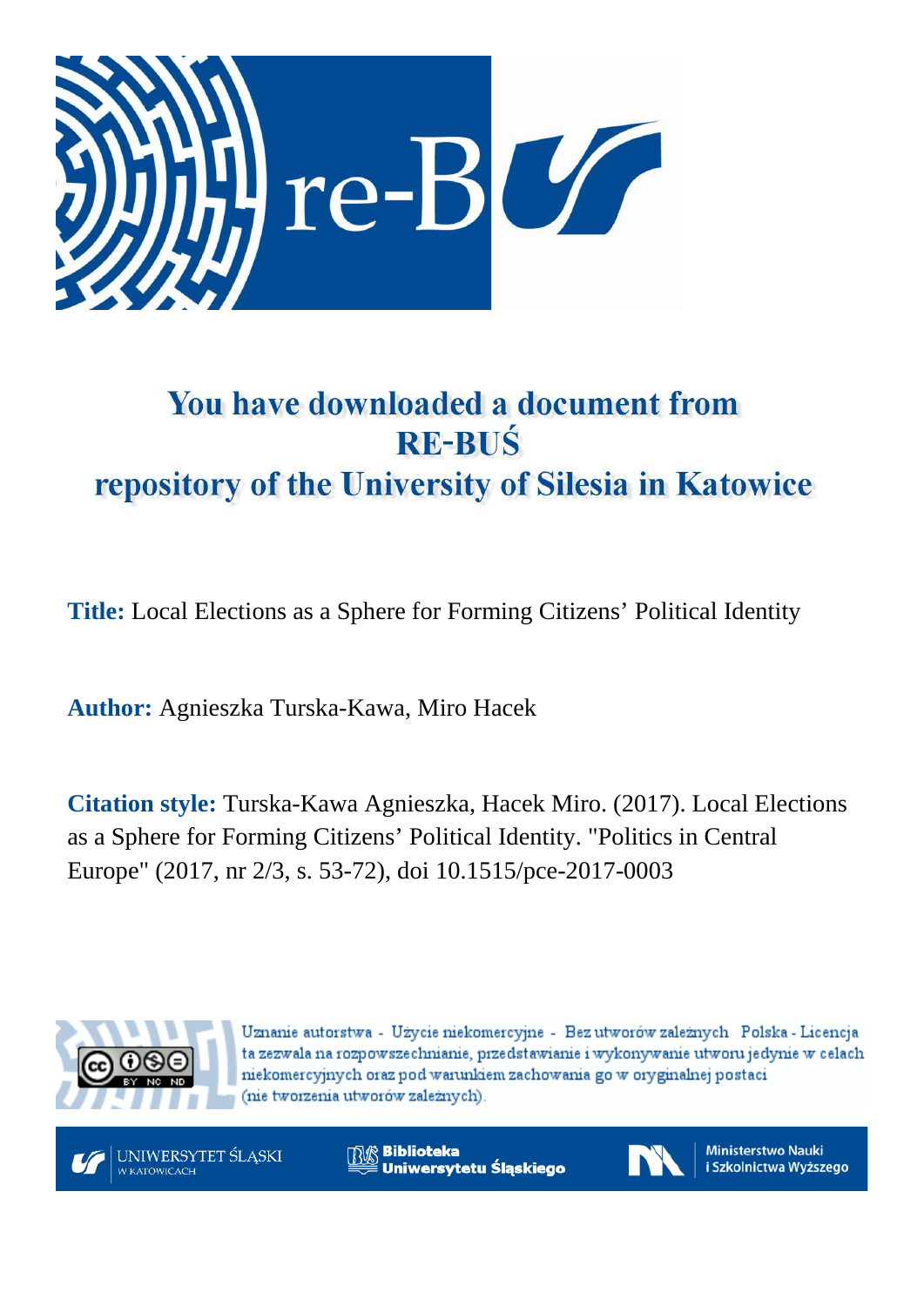# You have downloaded a document from RE-BUŚ repository of the University of Silesia in Katowice

**Title:** Local Elections as a Sphere for Forming Citizens' Political Identity

**Author:** Agnieszka Turska-Kawa, Miro Hacek

**Citation style:** Turska-Kawa Agnieszka, Hacek Miro. (2017). Local Elections as a Sphere for Forming Citizens' Political Identity. "Politics in Central Europe" (2017, nr 2/3, s. 53-72), doi 10.1515/pce-2017-0003

Uznanie autorstwa - Użycie niekomercyjne - Bez utworów zależnych Polska - Licencja ta zezwala na rozpowszechnianie, przedstawianie i wykonywanie utworu jedynie w celach niekomercyjnych oraz pod warunkiem zachowania go w oryginalnej postaci (nie tworzenia utworów zależnych).

UNIWERSYTET ŚLĄSKI W KATOWICACH

Biblioteka Uniwersytetu Śląskiego

Ministerstwo Nauki i Szkolnictwa Wyższego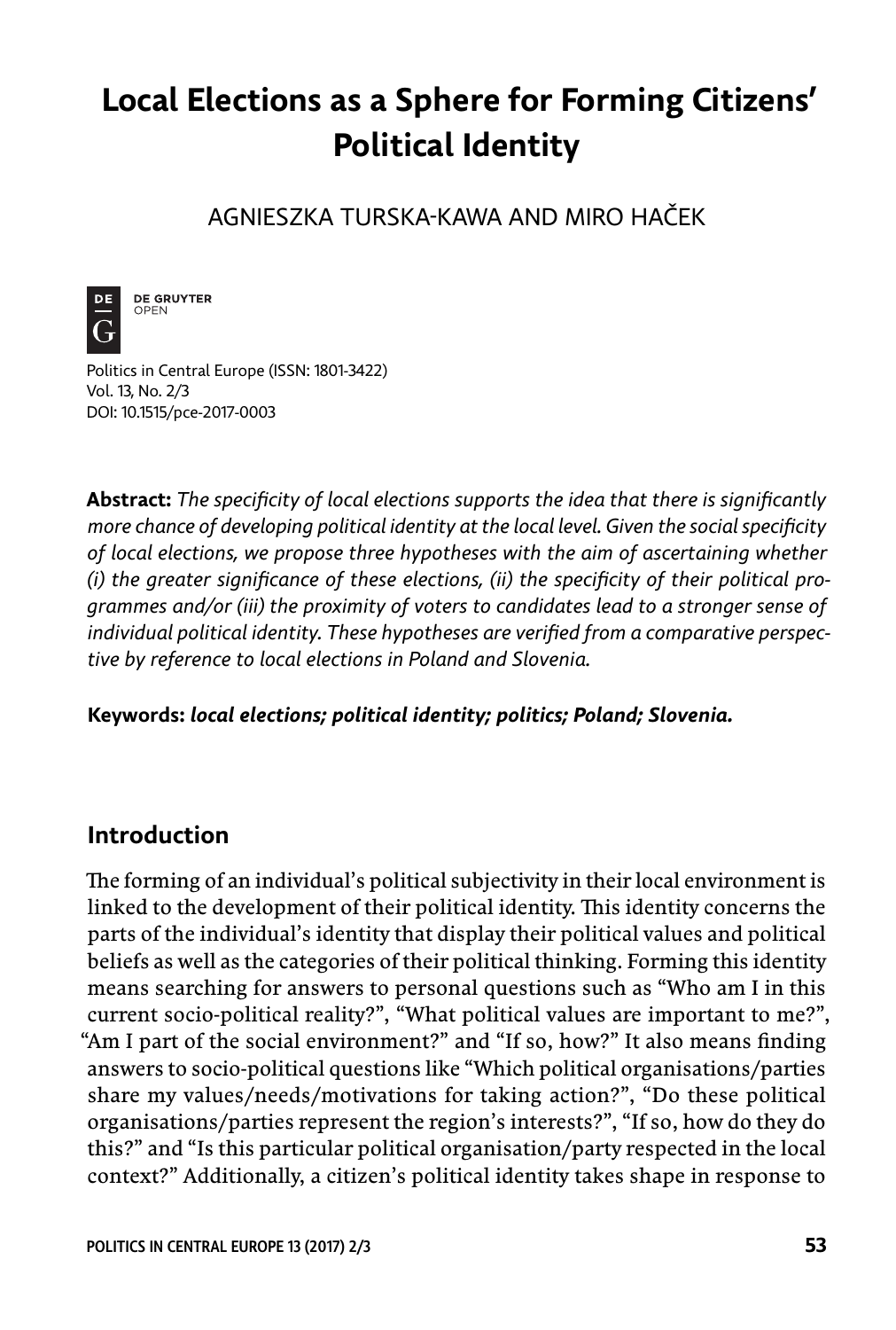# Local Elections as a Sphere for Forming Citizens' Political Identity

AGNIESZKA TURSKA-KAWA AND MIRO HAČEK

Politics in Central Europe (ISSN: 1801-3422)
Vol. 13, No. 2/3
DOI: 10.1515/pce-2017-0003

**Abstract:** *The specificity of local elections supports the idea that there is significantly more chance of developing political identity at the local level. Given the social specificity of local elections, we propose three hypotheses with the aim of ascertaining whether (i) the greater significance of these elections, (ii) the specificity of their political programmes and/or (iii) the proximity of voters to candidates lead to a stronger sense of individual political identity. These hypotheses are verified from a comparative perspective by reference to local elections in Poland and Slovenia.*

**Keywords:** ***local elections; political identity; politics; Poland; Slovenia.***

## Introduction

The forming of an individual's political subjectivity in their local environment is linked to the development of their political identity. This identity concerns the parts of the individual's identity that display their political values and political beliefs as well as the categories of their political thinking. Forming this identity means searching for answers to personal questions such as "Who am I in this current socio-political reality?", "What political values are important to me?", "Am I part of the social environment?" and "If so, how?" It also means finding answers to socio-political questions like "Which political organisations/parties share my values/needs/motivations for taking action?", "Do these political organisations/parties represent the region's interests?", "If so, how do they do this?" and "Is this particular political organisation/party respected in the local context?" Additionally, a citizen's political identity takes shape in response to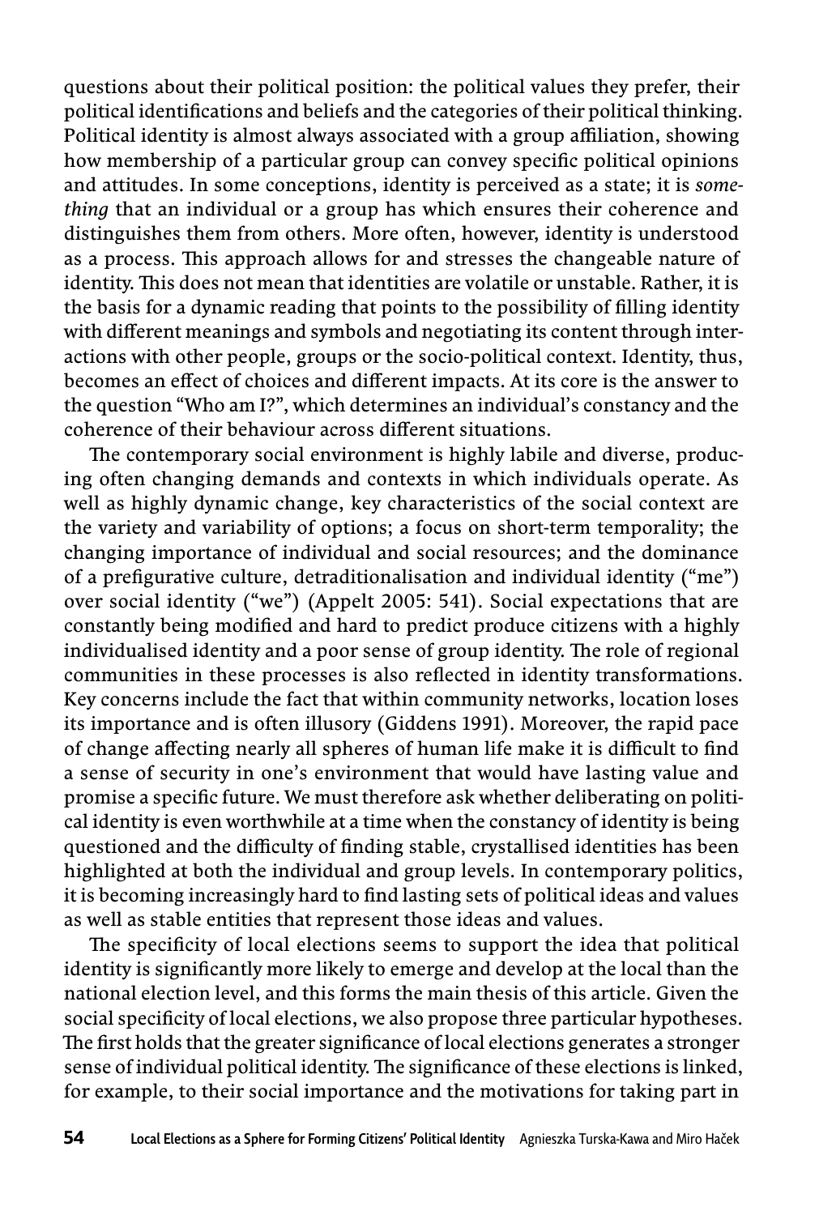questions about their political position: the political values they prefer, their political identifications and beliefs and the categories of their political thinking. Political identity is almost always associated with a group affiliation, showing how membership of a particular group can convey specific political opinions and attitudes. In some conceptions, identity is perceived as a state; it is *something* that an individual or a group has which ensures their coherence and distinguishes them from others. More often, however, identity is understood as a process. This approach allows for and stresses the changeable nature of identity. This does not mean that identities are volatile or unstable. Rather, it is the basis for a dynamic reading that points to the possibility of filling identity with different meanings and symbols and negotiating its content through interactions with other people, groups or the socio-political context. Identity, thus, becomes an effect of choices and different impacts. At its core is the answer to the question "Who am I?", which determines an individual's constancy and the coherence of their behaviour across different situations.

The contemporary social environment is highly labile and diverse, producing often changing demands and contexts in which individuals operate. As well as highly dynamic change, key characteristics of the social context are the variety and variability of options; a focus on short-term temporality; the changing importance of individual and social resources; and the dominance of a prefigurative culture, detraditionalisation and individual identity ("me") over social identity ("we") (Appelt 2005: 541). Social expectations that are constantly being modified and hard to predict produce citizens with a highly individualised identity and a poor sense of group identity. The role of regional communities in these processes is also reflected in identity transformations. Key concerns include the fact that within community networks, location loses its importance and is often illusory (Giddens 1991). Moreover, the rapid pace of change affecting nearly all spheres of human life make it is difficult to find a sense of security in one's environment that would have lasting value and promise a specific future. We must therefore ask whether deliberating on political identity is even worthwhile at a time when the constancy of identity is being questioned and the difficulty of finding stable, crystallised identities has been highlighted at both the individual and group levels. In contemporary politics, it is becoming increasingly hard to find lasting sets of political ideas and values as well as stable entities that represent those ideas and values.

The specificity of local elections seems to support the idea that political identity is significantly more likely to emerge and develop at the local than the national election level, and this forms the main thesis of this article. Given the social specificity of local elections, we also propose three particular hypotheses. The first holds that the greater significance of local elections generates a stronger sense of individual political identity. The significance of these elections is linked, for example, to their social importance and the motivations for taking part in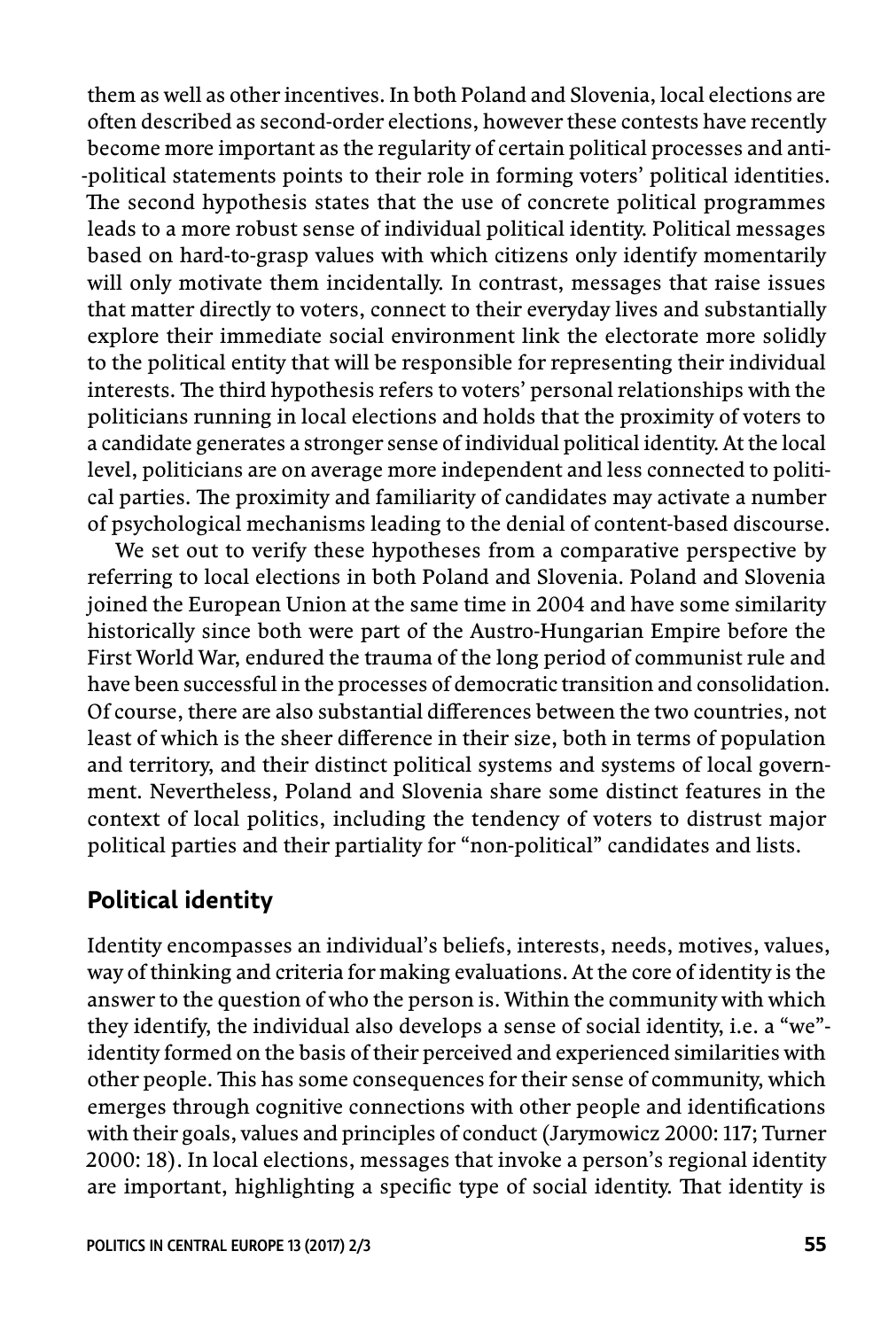them as well as other incentives. In both Poland and Slovenia, local elections are often described as second-order elections, however these contests have recently become more important as the regularity of certain political processes and anti-political statements points to their role in forming voters' political identities. The second hypothesis states that the use of concrete political programmes leads to a more robust sense of individual political identity. Political messages based on hard-to-grasp values with which citizens only identify momentarily will only motivate them incidentally. In contrast, messages that raise issues that matter directly to voters, connect to their everyday lives and substantially explore their immediate social environment link the electorate more solidly to the political entity that will be responsible for representing their individual interests. The third hypothesis refers to voters' personal relationships with the politicians running in local elections and holds that the proximity of voters to a candidate generates a stronger sense of individual political identity. At the local level, politicians are on average more independent and less connected to political parties. The proximity and familiarity of candidates may activate a number of psychological mechanisms leading to the denial of content-based discourse.

We set out to verify these hypotheses from a comparative perspective by referring to local elections in both Poland and Slovenia. Poland and Slovenia joined the European Union at the same time in 2004 and have some similarity historically since both were part of the Austro-Hungarian Empire before the First World War, endured the trauma of the long period of communist rule and have been successful in the processes of democratic transition and consolidation. Of course, there are also substantial differences between the two countries, not least of which is the sheer difference in their size, both in terms of population and territory, and their distinct political systems and systems of local government. Nevertheless, Poland and Slovenia share some distinct features in the context of local politics, including the tendency of voters to distrust major political parties and their partiality for "non-political" candidates and lists.

## Political identity

Identity encompasses an individual's beliefs, interests, needs, motives, values, way of thinking and criteria for making evaluations. At the core of identity is the answer to the question of who the person is. Within the community with which they identify, the individual also develops a sense of social identity, i.e. a "we"-identity formed on the basis of their perceived and experienced similarities with other people. This has some consequences for their sense of community, which emerges through cognitive connections with other people and identifications with their goals, values and principles of conduct (Jarymowicz 2000: 117; Turner 2000: 18). In local elections, messages that invoke a person's regional identity are important, highlighting a specific type of social identity. That identity is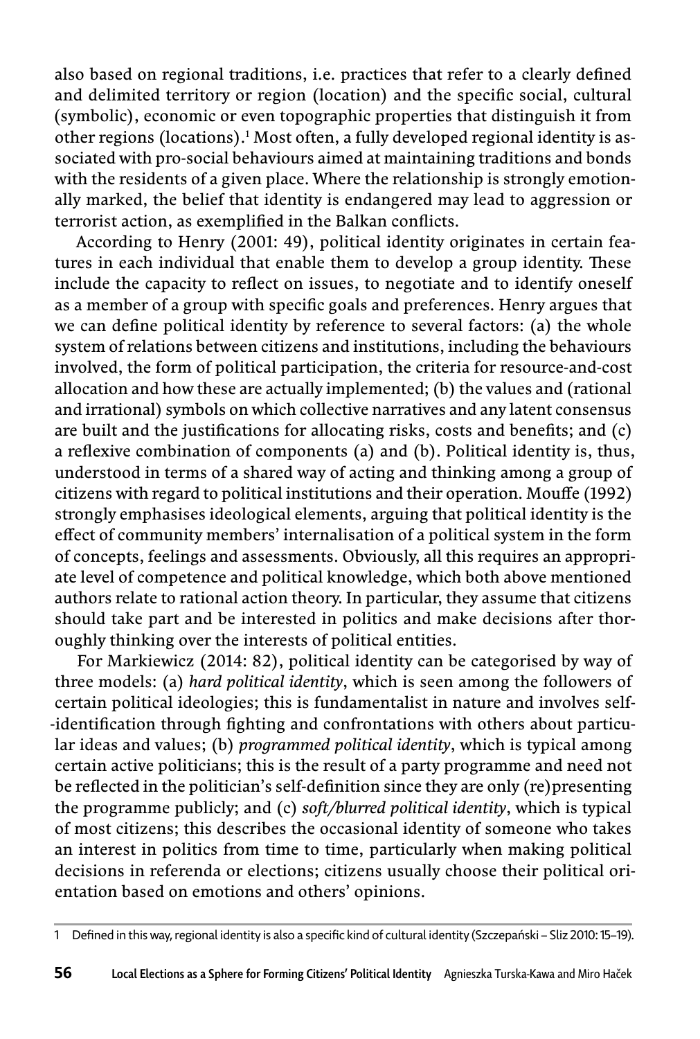also based on regional traditions, i.e. practices that refer to a clearly defined and delimited territory or region (location) and the specific social, cultural (symbolic), economic or even topographic properties that distinguish it from other regions (locations).[1] Most often, a fully developed regional identity is associated with pro-social behaviours aimed at maintaining traditions and bonds with the residents of a given place. Where the relationship is strongly emotionally marked, the belief that identity is endangered may lead to aggression or terrorist action, as exemplified in the Balkan conflicts.

According to Henry (2001: 49), political identity originates in certain features in each individual that enable them to develop a group identity. These include the capacity to reflect on issues, to negotiate and to identify oneself as a member of a group with specific goals and preferences. Henry argues that we can define political identity by reference to several factors: (a) the whole system of relations between citizens and institutions, including the behaviours involved, the form of political participation, the criteria for resource-and-cost allocation and how these are actually implemented; (b) the values and (rational and irrational) symbols on which collective narratives and any latent consensus are built and the justifications for allocating risks, costs and benefits; and (c) a reflexive combination of components (a) and (b). Political identity is, thus, understood in terms of a shared way of acting and thinking among a group of citizens with regard to political institutions and their operation. Mouffe (1992) strongly emphasises ideological elements, arguing that political identity is the effect of community members' internalisation of a political system in the form of concepts, feelings and assessments. Obviously, all this requires an appropriate level of competence and political knowledge, which both above mentioned authors relate to rational action theory. In particular, they assume that citizens should take part and be interested in politics and make decisions after thoroughly thinking over the interests of political entities.

For Markiewicz (2014: 82), political identity can be categorised by way of three models: (a) *hard political identity*, which is seen among the followers of certain political ideologies; this is fundamentalist in nature and involves self-identification through fighting and confrontations with others about particular ideas and values; (b) *programmed political identity*, which is typical among certain active politicians; this is the result of a party programme and need not be reflected in the politician's self-definition since they are only (re)presenting the programme publicly; and (c) *soft/blurred political identity*, which is typical of most citizens; this describes the occasional identity of someone who takes an interest in politics from time to time, particularly when making political decisions in referenda or elections; citizens usually choose their political orientation based on emotions and others' opinions.

---

[1] Defined in this way, regional identity is also a specific kind of cultural identity (Szczepański – Sliz 2010: 15–19).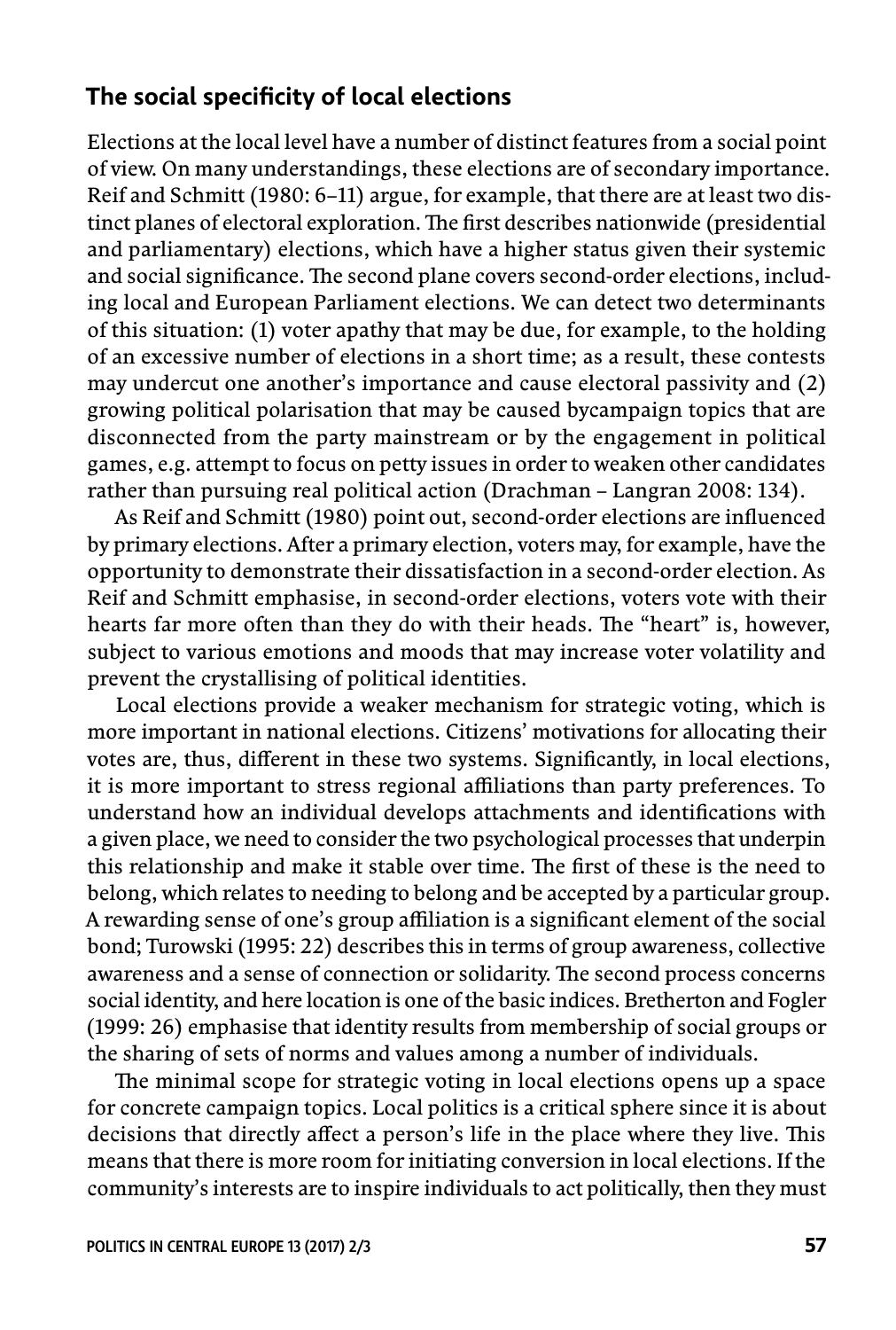## The social specificity of local elections

Elections at the local level have a number of distinct features from a social point of view. On many understandings, these elections are of secondary importance. Reif and Schmitt (1980: 6–11) argue, for example, that there are at least two distinct planes of electoral exploration. The first describes nationwide (presidential and parliamentary) elections, which have a higher status given their systemic and social significance. The second plane covers second-order elections, including local and European Parliament elections. We can detect two determinants of this situation: (1) voter apathy that may be due, for example, to the holding of an excessive number of elections in a short time; as a result, these contests may undercut one another's importance and cause electoral passivity and (2) growing political polarisation that may be caused bycampaign topics that are disconnected from the party mainstream or by the engagement in political games, e.g. attempt to focus on petty issues in order to weaken other candidates rather than pursuing real political action (Drachman – Langran 2008: 134).

As Reif and Schmitt (1980) point out, second-order elections are influenced by primary elections. After a primary election, voters may, for example, have the opportunity to demonstrate their dissatisfaction in a second-order election. As Reif and Schmitt emphasise, in second-order elections, voters vote with their hearts far more often than they do with their heads. The "heart" is, however, subject to various emotions and moods that may increase voter volatility and prevent the crystallising of political identities.

Local elections provide a weaker mechanism for strategic voting, which is more important in national elections. Citizens' motivations for allocating their votes are, thus, different in these two systems. Significantly, in local elections, it is more important to stress regional affiliations than party preferences. To understand how an individual develops attachments and identifications with a given place, we need to consider the two psychological processes that underpin this relationship and make it stable over time. The first of these is the need to belong, which relates to needing to belong and be accepted by a particular group. A rewarding sense of one's group affiliation is a significant element of the social bond; Turowski (1995: 22) describes this in terms of group awareness, collective awareness and a sense of connection or solidarity. The second process concerns social identity, and here location is one of the basic indices. Bretherton and Fogler (1999: 26) emphasise that identity results from membership of social groups or the sharing of sets of norms and values among a number of individuals.

The minimal scope for strategic voting in local elections opens up a space for concrete campaign topics. Local politics is a critical sphere since it is about decisions that directly affect a person's life in the place where they live. This means that there is more room for initiating conversion in local elections. If the community's interests are to inspire individuals to act politically, then they must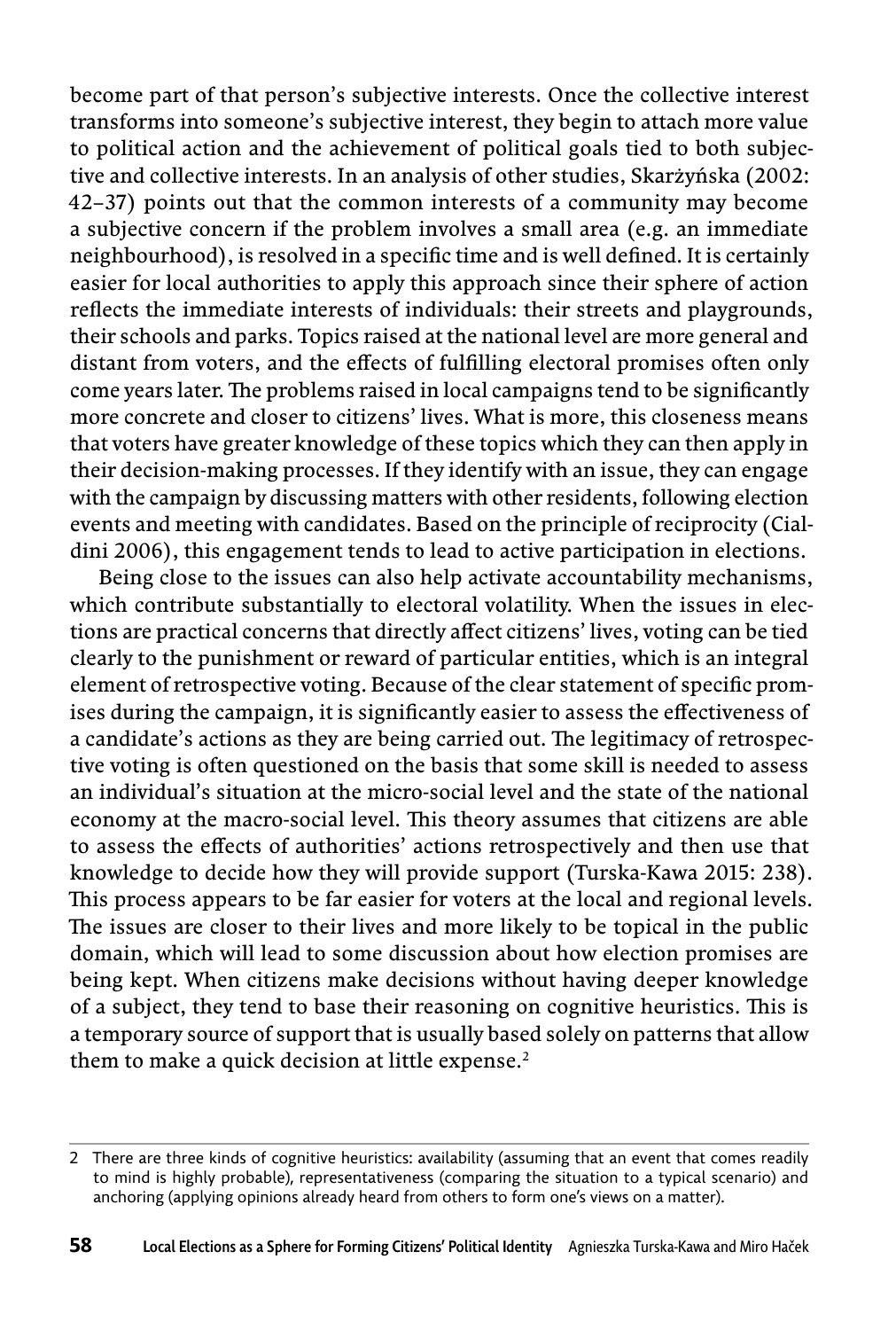become part of that person's subjective interests. Once the collective interest transforms into someone's subjective interest, they begin to attach more value to political action and the achievement of political goals tied to both subjective and collective interests. In an analysis of other studies, Skarżyńska (2002: 42–37) points out that the common interests of a community may become a subjective concern if the problem involves a small area (e.g. an immediate neighbourhood), is resolved in a specific time and is well defined. It is certainly easier for local authorities to apply this approach since their sphere of action reflects the immediate interests of individuals: their streets and playgrounds, their schools and parks. Topics raised at the national level are more general and distant from voters, and the effects of fulfilling electoral promises often only come years later. The problems raised in local campaigns tend to be significantly more concrete and closer to citizens' lives. What is more, this closeness means that voters have greater knowledge of these topics which they can then apply in their decision-making processes. If they identify with an issue, they can engage with the campaign by discussing matters with other residents, following election events and meeting with candidates. Based on the principle of reciprocity (Cialdini 2006), this engagement tends to lead to active participation in elections.

Being close to the issues can also help activate accountability mechanisms, which contribute substantially to electoral volatility. When the issues in elections are practical concerns that directly affect citizens' lives, voting can be tied clearly to the punishment or reward of particular entities, which is an integral element of retrospective voting. Because of the clear statement of specific promises during the campaign, it is significantly easier to assess the effectiveness of a candidate's actions as they are being carried out. The legitimacy of retrospective voting is often questioned on the basis that some skill is needed to assess an individual's situation at the micro-social level and the state of the national economy at the macro-social level. This theory assumes that citizens are able to assess the effects of authorities' actions retrospectively and then use that knowledge to decide how they will provide support (Turska-Kawa 2015: 238). This process appears to be far easier for voters at the local and regional levels. The issues are closer to their lives and more likely to be topical in the public domain, which will lead to some discussion about how election promises are being kept. When citizens make decisions without having deeper knowledge of a subject, they tend to base their reasoning on cognitive heuristics. This is a temporary source of support that is usually based solely on patterns that allow them to make a quick decision at little expense.[2]

---

2 There are three kinds of cognitive heuristics: availability (assuming that an event that comes readily to mind is highly probable), representativeness (comparing the situation to a typical scenario) and anchoring (applying opinions already heard from others to form one's views on a matter).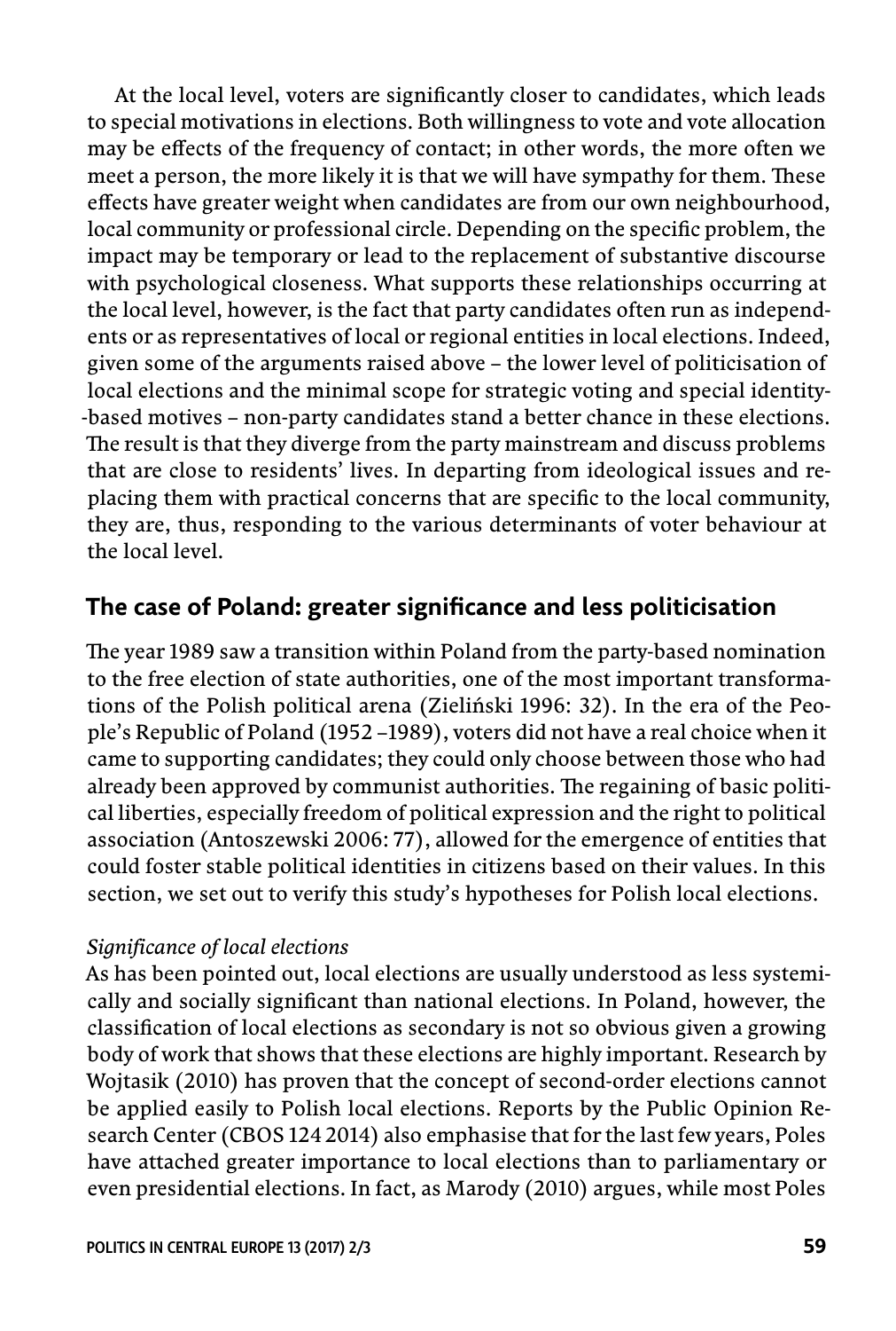At the local level, voters are significantly closer to candidates, which leads to special motivations in elections. Both willingness to vote and vote allocation may be effects of the frequency of contact; in other words, the more often we meet a person, the more likely it is that we will have sympathy for them. These effects have greater weight when candidates are from our own neighbourhood, local community or professional circle. Depending on the specific problem, the impact may be temporary or lead to the replacement of substantive discourse with psychological closeness. What supports these relationships occurring at the local level, however, is the fact that party candidates often run as independents or as representatives of local or regional entities in local elections. Indeed, given some of the arguments raised above – the lower level of politicisation of local elections and the minimal scope for strategic voting and special identity-based motives – non-party candidates stand a better chance in these elections. The result is that they diverge from the party mainstream and discuss problems that are close to residents' lives. In departing from ideological issues and replacing them with practical concerns that are specific to the local community, they are, thus, responding to the various determinants of voter behaviour at the local level.

## The case of Poland: greater significance and less politicisation

The year 1989 saw a transition within Poland from the party-based nomination to the free election of state authorities, one of the most important transformations of the Polish political arena (Zieliński 1996: 32). In the era of the People's Republic of Poland (1952 –1989), voters did not have a real choice when it came to supporting candidates; they could only choose between those who had already been approved by communist authorities. The regaining of basic political liberties, especially freedom of political expression and the right to political association (Antoszewski 2006: 77), allowed for the emergence of entities that could foster stable political identities in citizens based on their values. In this section, we set out to verify this study's hypotheses for Polish local elections.

*Significance of local elections*

As has been pointed out, local elections are usually understood as less systemically and socially significant than national elections. In Poland, however, the classification of local elections as secondary is not so obvious given a growing body of work that shows that these elections are highly important. Research by Wojtasik (2010) has proven that the concept of second-order elections cannot be applied easily to Polish local elections. Reports by the Public Opinion Research Center (CBOS 124 2014) also emphasise that for the last few years, Poles have attached greater importance to local elections than to parliamentary or even presidential elections. In fact, as Marody (2010) argues, while most Poles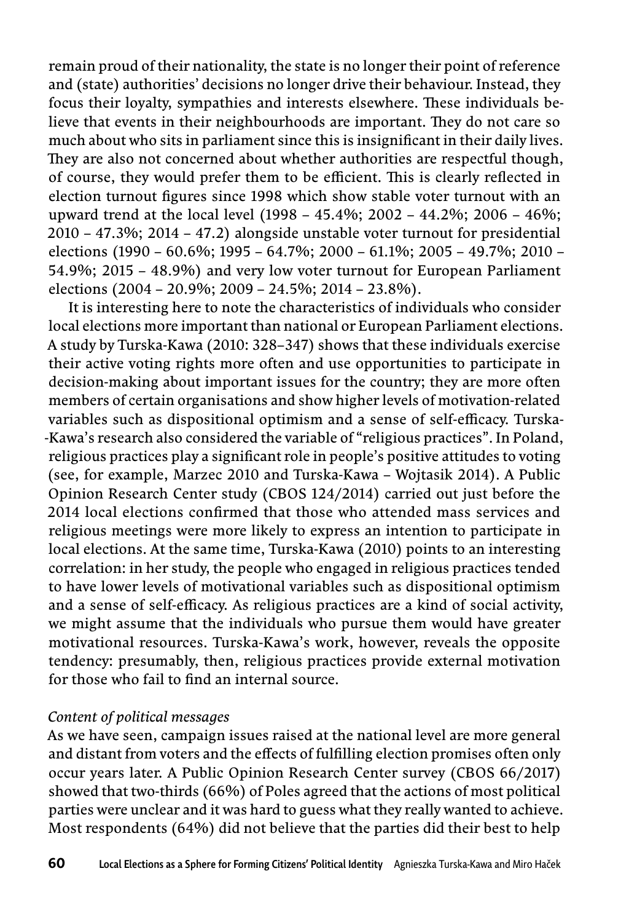remain proud of their nationality, the state is no longer their point of reference and (state) authorities' decisions no longer drive their behaviour. Instead, they focus their loyalty, sympathies and interests elsewhere. These individuals believe that events in their neighbourhoods are important. They do not care so much about who sits in parliament since this is insignificant in their daily lives. They are also not concerned about whether authorities are respectful though, of course, they would prefer them to be efficient. This is clearly reflected in election turnout figures since 1998 which show stable voter turnout with an upward trend at the local level (1998 – 45.4%; 2002 – 44.2%; 2006 – 46%; 2010 – 47.3%; 2014 – 47.2) alongside unstable voter turnout for presidential elections (1990 – 60.6%; 1995 – 64.7%; 2000 – 61.1%; 2005 – 49.7%; 2010 – 54.9%; 2015 – 48.9%) and very low voter turnout for European Parliament elections (2004 – 20.9%; 2009 – 24.5%; 2014 – 23.8%).

It is interesting here to note the characteristics of individuals who consider local elections more important than national or European Parliament elections. A study by Turska-Kawa (2010: 328–347) shows that these individuals exercise their active voting rights more often and use opportunities to participate in decision-making about important issues for the country; they are more often members of certain organisations and show higher levels of motivation-related variables such as dispositional optimism and a sense of self-efficacy. Turska-Kawa's research also considered the variable of "religious practices". In Poland, religious practices play a significant role in people's positive attitudes to voting (see, for example, Marzec 2010 and Turska-Kawa – Wojtasik 2014). A Public Opinion Research Center study (CBOS 124/2014) carried out just before the 2014 local elections confirmed that those who attended mass services and religious meetings were more likely to express an intention to participate in local elections. At the same time, Turska-Kawa (2010) points to an interesting correlation: in her study, the people who engaged in religious practices tended to have lower levels of motivational variables such as dispositional optimism and a sense of self-efficacy. As religious practices are a kind of social activity, we might assume that the individuals who pursue them would have greater motivational resources. Turska-Kawa's work, however, reveals the opposite tendency: presumably, then, religious practices provide external motivation for those who fail to find an internal source.

*Content of political messages*

As we have seen, campaign issues raised at the national level are more general and distant from voters and the effects of fulfilling election promises often only occur years later. A Public Opinion Research Center survey (CBOS 66/2017) showed that two-thirds (66%) of Poles agreed that the actions of most political parties were unclear and it was hard to guess what they really wanted to achieve. Most respondents (64%) did not believe that the parties did their best to help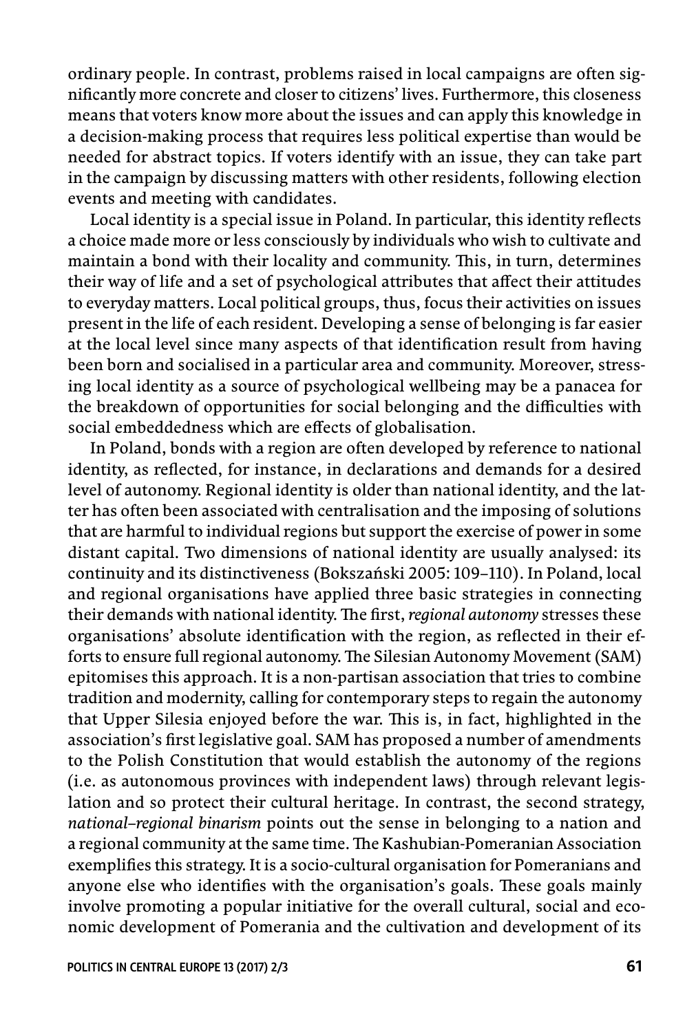ordinary people. In contrast, problems raised in local campaigns are often significantly more concrete and closer to citizens' lives. Furthermore, this closeness means that voters know more about the issues and can apply this knowledge in a decision-making process that requires less political expertise than would be needed for abstract topics. If voters identify with an issue, they can take part in the campaign by discussing matters with other residents, following election events and meeting with candidates.

Local identity is a special issue in Poland. In particular, this identity reflects a choice made more or less consciously by individuals who wish to cultivate and maintain a bond with their locality and community. This, in turn, determines their way of life and a set of psychological attributes that affect their attitudes to everyday matters. Local political groups, thus, focus their activities on issues present in the life of each resident. Developing a sense of belonging is far easier at the local level since many aspects of that identification result from having been born and socialised in a particular area and community. Moreover, stressing local identity as a source of psychological wellbeing may be a panacea for the breakdown of opportunities for social belonging and the difficulties with social embeddedness which are effects of globalisation.

In Poland, bonds with a region are often developed by reference to national identity, as reflected, for instance, in declarations and demands for a desired level of autonomy. Regional identity is older than national identity, and the latter has often been associated with centralisation and the imposing of solutions that are harmful to individual regions but support the exercise of power in some distant capital. Two dimensions of national identity are usually analysed: its continuity and its distinctiveness (Bokszański 2005: 109–110). In Poland, local and regional organisations have applied three basic strategies in connecting their demands with national identity. The first, *regional autonomy* stresses these organisations' absolute identification with the region, as reflected in their efforts to ensure full regional autonomy. The Silesian Autonomy Movement (SAM) epitomises this approach. It is a non-partisan association that tries to combine tradition and modernity, calling for contemporary steps to regain the autonomy that Upper Silesia enjoyed before the war. This is, in fact, highlighted in the association's first legislative goal. SAM has proposed a number of amendments to the Polish Constitution that would establish the autonomy of the regions (i.e. as autonomous provinces with independent laws) through relevant legislation and so protect their cultural heritage. In contrast, the second strategy, *national–regional binarism* points out the sense in belonging to a nation and a regional community at the same time. The Kashubian-Pomeranian Association exemplifies this strategy. It is a socio-cultural organisation for Pomeranians and anyone else who identifies with the organisation's goals. These goals mainly involve promoting a popular initiative for the overall cultural, social and economic development of Pomerania and the cultivation and development of its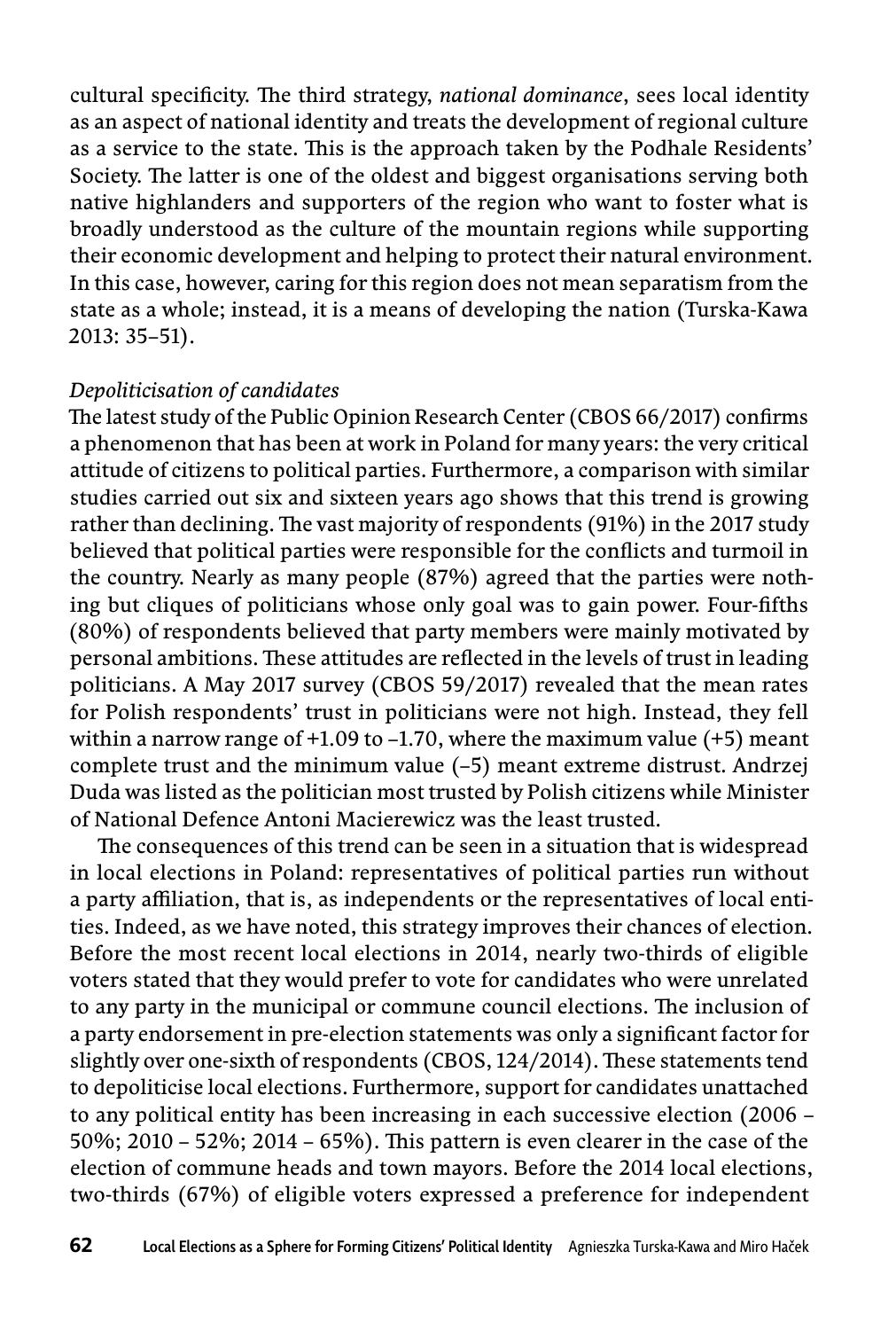cultural specificity. The third strategy, *national dominance*, sees local identity as an aspect of national identity and treats the development of regional culture as a service to the state. This is the approach taken by the Podhale Residents' Society. The latter is one of the oldest and biggest organisations serving both native highlanders and supporters of the region who want to foster what is broadly understood as the culture of the mountain regions while supporting their economic development and helping to protect their natural environment. In this case, however, caring for this region does not mean separatism from the state as a whole; instead, it is a means of developing the nation (Turska-Kawa 2013: 35–51).

*Depoliticisation of candidates*

The latest study of the Public Opinion Research Center (CBOS 66/2017) confirms a phenomenon that has been at work in Poland for many years: the very critical attitude of citizens to political parties. Furthermore, a comparison with similar studies carried out six and sixteen years ago shows that this trend is growing rather than declining. The vast majority of respondents (91%) in the 2017 study believed that political parties were responsible for the conflicts and turmoil in the country. Nearly as many people (87%) agreed that the parties were nothing but cliques of politicians whose only goal was to gain power. Four-fifths (80%) of respondents believed that party members were mainly motivated by personal ambitions. These attitudes are reflected in the levels of trust in leading politicians. A May 2017 survey (CBOS 59/2017) revealed that the mean rates for Polish respondents' trust in politicians were not high. Instead, they fell within a narrow range of +1.09 to –1.70, where the maximum value (+5) meant complete trust and the minimum value (–5) meant extreme distrust. Andrzej Duda was listed as the politician most trusted by Polish citizens while Minister of National Defence Antoni Macierewicz was the least trusted.

The consequences of this trend can be seen in a situation that is widespread in local elections in Poland: representatives of political parties run without a party affiliation, that is, as independents or the representatives of local entities. Indeed, as we have noted, this strategy improves their chances of election. Before the most recent local elections in 2014, nearly two-thirds of eligible voters stated that they would prefer to vote for candidates who were unrelated to any party in the municipal or commune council elections. The inclusion of a party endorsement in pre-election statements was only a significant factor for slightly over one-sixth of respondents (CBOS, 124/2014). These statements tend to depoliticise local elections. Furthermore, support for candidates unattached to any political entity has been increasing in each successive election (2006 – 50%; 2010 – 52%; 2014 – 65%). This pattern is even clearer in the case of the election of commune heads and town mayors. Before the 2014 local elections, two-thirds (67%) of eligible voters expressed a preference for independent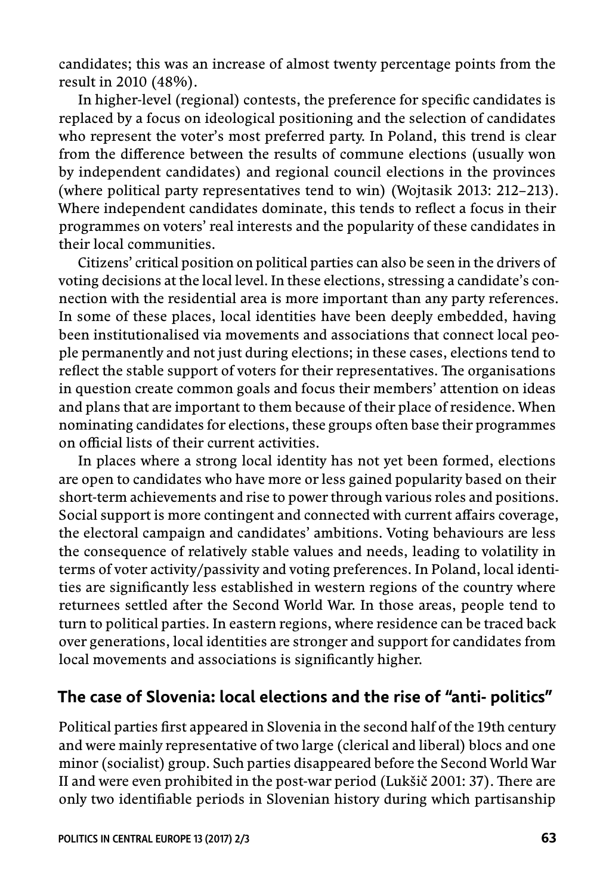candidates; this was an increase of almost twenty percentage points from the result in 2010 (48%).

In higher-level (regional) contests, the preference for specific candidates is replaced by a focus on ideological positioning and the selection of candidates who represent the voter's most preferred party. In Poland, this trend is clear from the difference between the results of commune elections (usually won by independent candidates) and regional council elections in the provinces (where political party representatives tend to win) (Wojtasik 2013: 212–213). Where independent candidates dominate, this tends to reflect a focus in their programmes on voters' real interests and the popularity of these candidates in their local communities.

Citizens' critical position on political parties can also be seen in the drivers of voting decisions at the local level. In these elections, stressing a candidate's connection with the residential area is more important than any party references. In some of these places, local identities have been deeply embedded, having been institutionalised via movements and associations that connect local people permanently and not just during elections; in these cases, elections tend to reflect the stable support of voters for their representatives. The organisations in question create common goals and focus their members' attention on ideas and plans that are important to them because of their place of residence. When nominating candidates for elections, these groups often base their programmes on official lists of their current activities.

In places where a strong local identity has not yet been formed, elections are open to candidates who have more or less gained popularity based on their short-term achievements and rise to power through various roles and positions. Social support is more contingent and connected with current affairs coverage, the electoral campaign and candidates' ambitions. Voting behaviours are less the consequence of relatively stable values and needs, leading to volatility in terms of voter activity/passivity and voting preferences. In Poland, local identities are significantly less established in western regions of the country where returnees settled after the Second World War. In those areas, people tend to turn to political parties. In eastern regions, where residence can be traced back over generations, local identities are stronger and support for candidates from local movements and associations is significantly higher.

## The case of Slovenia: local elections and the rise of "anti- politics"

Political parties first appeared in Slovenia in the second half of the 19th century and were mainly representative of two large (clerical and liberal) blocs and one minor (socialist) group. Such parties disappeared before the Second World War II and were even prohibited in the post-war period (Lukšič 2001: 37). There are only two identifiable periods in Slovenian history during which partisanship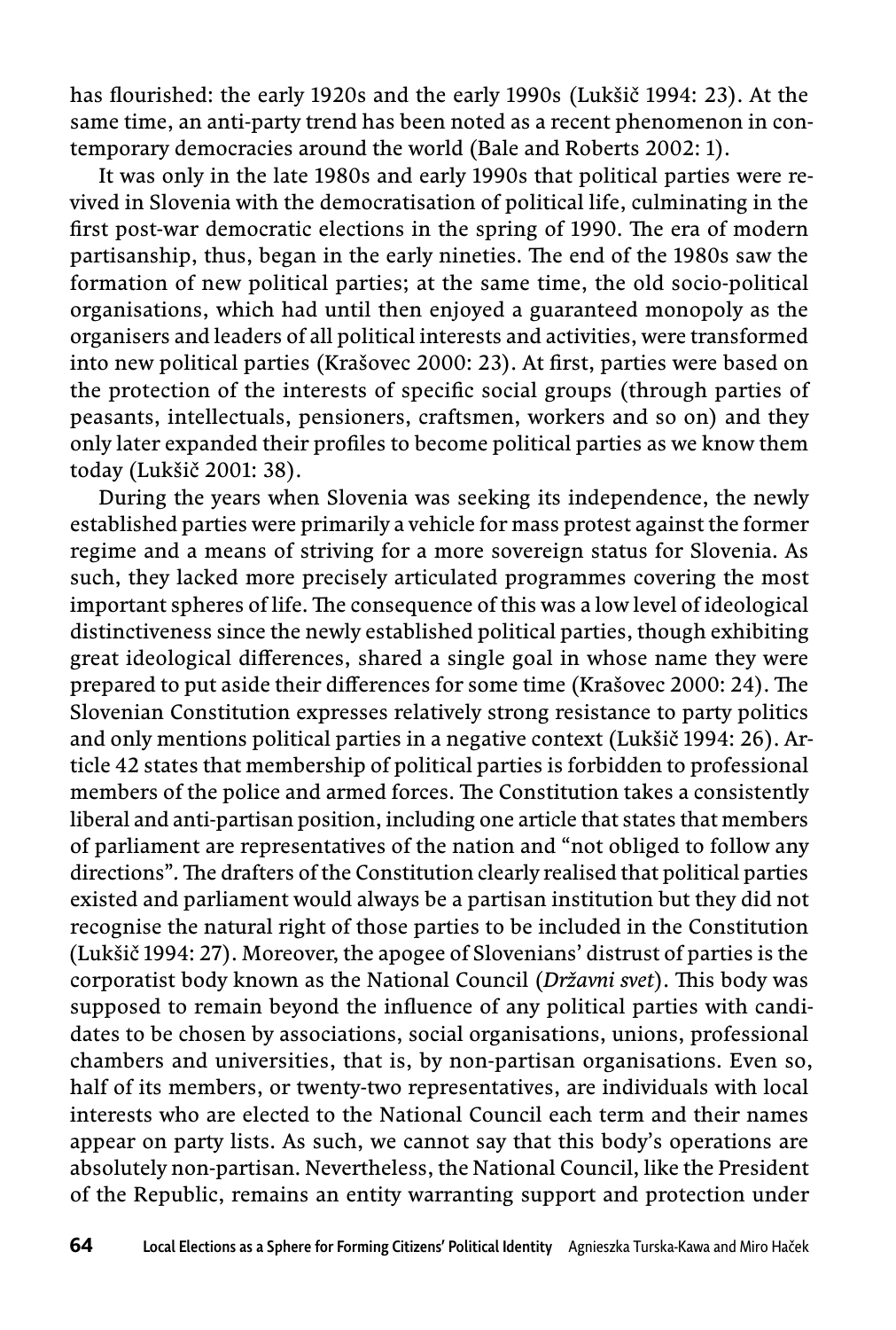has flourished: the early 1920s and the early 1990s (Lukšič 1994: 23). At the same time, an anti-party trend has been noted as a recent phenomenon in contemporary democracies around the world (Bale and Roberts 2002: 1).

It was only in the late 1980s and early 1990s that political parties were revived in Slovenia with the democratisation of political life, culminating in the first post-war democratic elections in the spring of 1990. The era of modern partisanship, thus, began in the early nineties. The end of the 1980s saw the formation of new political parties; at the same time, the old socio-political organisations, which had until then enjoyed a guaranteed monopoly as the organisers and leaders of all political interests and activities, were transformed into new political parties (Krašovec 2000: 23). At first, parties were based on the protection of the interests of specific social groups (through parties of peasants, intellectuals, pensioners, craftsmen, workers and so on) and they only later expanded their profiles to become political parties as we know them today (Lukšič 2001: 38).

During the years when Slovenia was seeking its independence, the newly established parties were primarily a vehicle for mass protest against the former regime and a means of striving for a more sovereign status for Slovenia. As such, they lacked more precisely articulated programmes covering the most important spheres of life. The consequence of this was a low level of ideological distinctiveness since the newly established political parties, though exhibiting great ideological differences, shared a single goal in whose name they were prepared to put aside their differences for some time (Krašovec 2000: 24). The Slovenian Constitution expresses relatively strong resistance to party politics and only mentions political parties in a negative context (Lukšič 1994: 26). Article 42 states that membership of political parties is forbidden to professional members of the police and armed forces. The Constitution takes a consistently liberal and anti-partisan position, including one article that states that members of parliament are representatives of the nation and "not obliged to follow any directions". The drafters of the Constitution clearly realised that political parties existed and parliament would always be a partisan institution but they did not recognise the natural right of those parties to be included in the Constitution (Lukšič 1994: 27). Moreover, the apogee of Slovenians' distrust of parties is the corporatist body known as the National Council (*Državni svet*). This body was supposed to remain beyond the influence of any political parties with candidates to be chosen by associations, social organisations, unions, professional chambers and universities, that is, by non-partisan organisations. Even so, half of its members, or twenty-two representatives, are individuals with local interests who are elected to the National Council each term and their names appear on party lists. As such, we cannot say that this body's operations are absolutely non-partisan. Nevertheless, the National Council, like the President of the Republic, remains an entity warranting support and protection under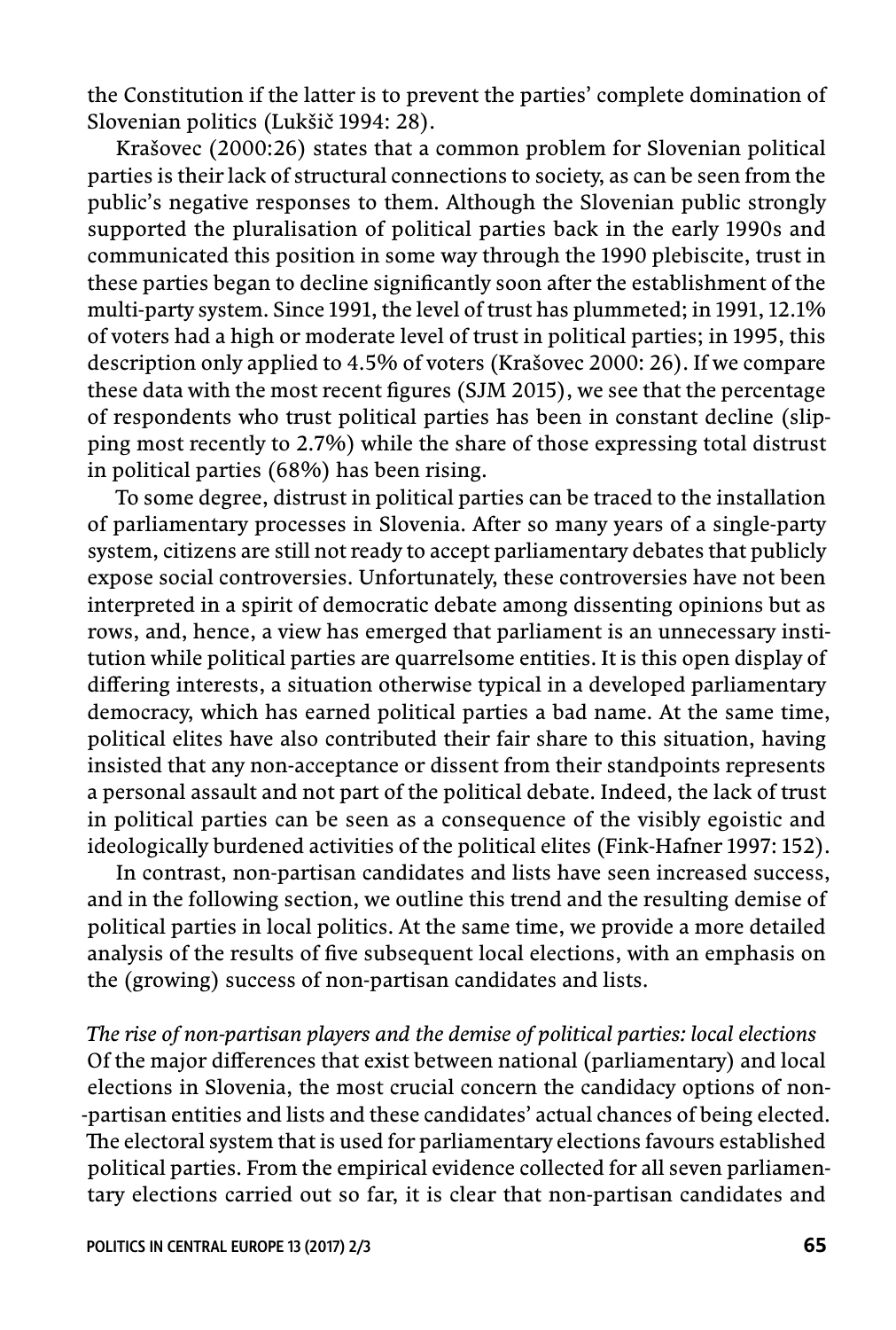the Constitution if the latter is to prevent the parties' complete domination of Slovenian politics (Lukšič 1994: 28).

Krašovec (2000:26) states that a common problem for Slovenian political parties is their lack of structural connections to society, as can be seen from the public's negative responses to them. Although the Slovenian public strongly supported the pluralisation of political parties back in the early 1990s and communicated this position in some way through the 1990 plebiscite, trust in these parties began to decline significantly soon after the establishment of the multi-party system. Since 1991, the level of trust has plummeted; in 1991, 12.1% of voters had a high or moderate level of trust in political parties; in 1995, this description only applied to 4.5% of voters (Krašovec 2000: 26). If we compare these data with the most recent figures (SJM 2015), we see that the percentage of respondents who trust political parties has been in constant decline (slipping most recently to 2.7%) while the share of those expressing total distrust in political parties (68%) has been rising.

To some degree, distrust in political parties can be traced to the installation of parliamentary processes in Slovenia. After so many years of a single-party system, citizens are still not ready to accept parliamentary debates that publicly expose social controversies. Unfortunately, these controversies have not been interpreted in a spirit of democratic debate among dissenting opinions but as rows, and, hence, a view has emerged that parliament is an unnecessary institution while political parties are quarrelsome entities. It is this open display of differing interests, a situation otherwise typical in a developed parliamentary democracy, which has earned political parties a bad name. At the same time, political elites have also contributed their fair share to this situation, having insisted that any non-acceptance or dissent from their standpoints represents a personal assault and not part of the political debate. Indeed, the lack of trust in political parties can be seen as a consequence of the visibly egoistic and ideologically burdened activities of the political elites (Fink-Hafner 1997: 152).

In contrast, non-partisan candidates and lists have seen increased success, and in the following section, we outline this trend and the resulting demise of political parties in local politics. At the same time, we provide a more detailed analysis of the results of five subsequent local elections, with an emphasis on the (growing) success of non-partisan candidates and lists.

*The rise of non-partisan players and the demise of political parties: local elections*

Of the major differences that exist between national (parliamentary) and local elections in Slovenia, the most crucial concern the candidacy options of non-partisan entities and lists and these candidates' actual chances of being elected. The electoral system that is used for parliamentary elections favours established political parties. From the empirical evidence collected for all seven parliamentary elections carried out so far, it is clear that non-partisan candidates and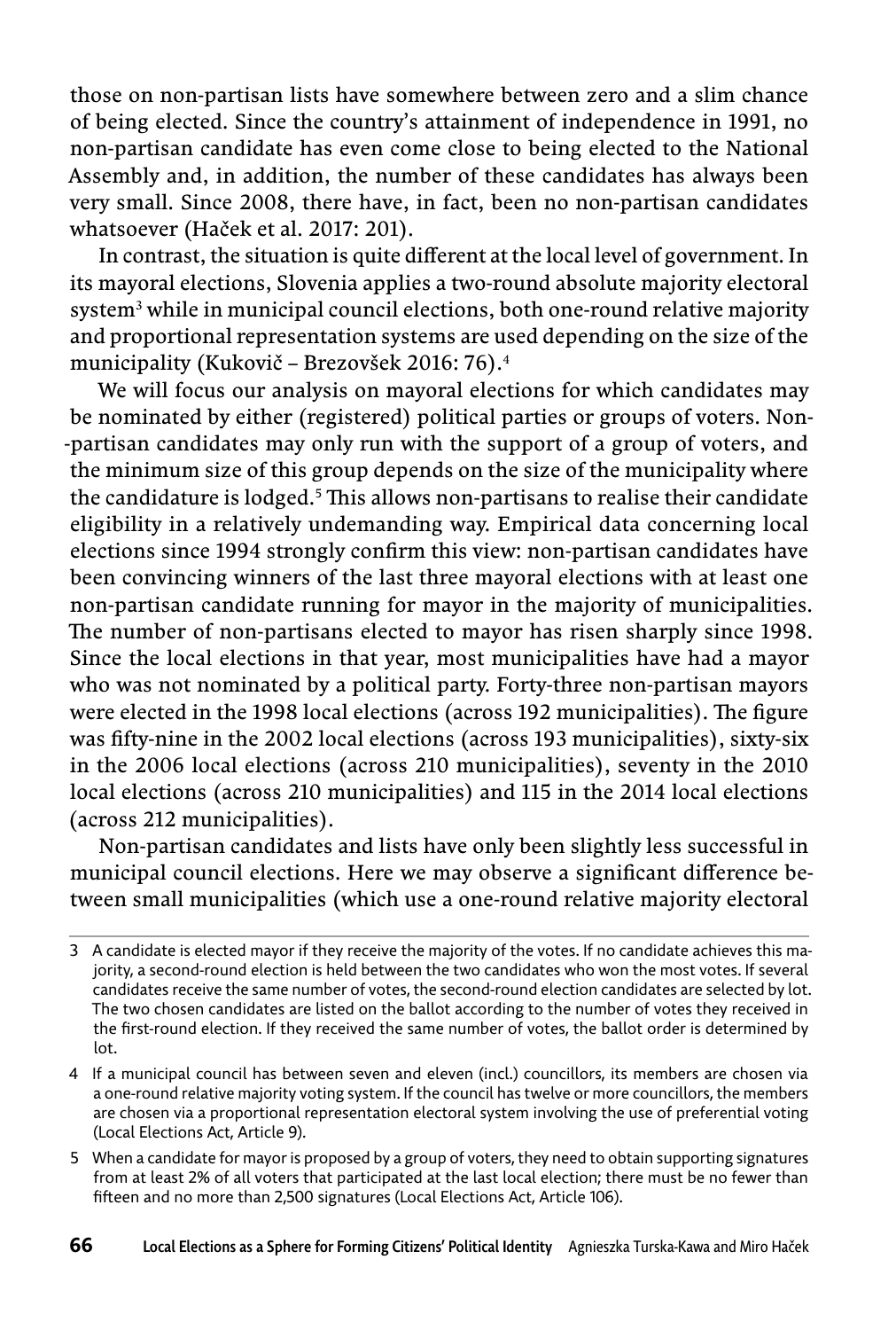those on non-partisan lists have somewhere between zero and a slim chance of being elected. Since the country's attainment of independence in 1991, no non-partisan candidate has even come close to being elected to the National Assembly and, in addition, the number of these candidates has always been very small. Since 2008, there have, in fact, been no non-partisan candidates whatsoever (Haček et al. 2017: 201).

In contrast, the situation is quite different at the local level of government. In its mayoral elections, Slovenia applies a two-round absolute majority electoral system[3] while in municipal council elections, both one-round relative majority and proportional representation systems are used depending on the size of the municipality (Kukovič – Brezovšek 2016: 76).[4]

We will focus our analysis on mayoral elections for which candidates may be nominated by either (registered) political parties or groups of voters. Non-partisan candidates may only run with the support of a group of voters, and the minimum size of this group depends on the size of the municipality where the candidature is lodged.[5] This allows non-partisans to realise their candidate eligibility in a relatively undemanding way. Empirical data concerning local elections since 1994 strongly confirm this view: non-partisan candidates have been convincing winners of the last three mayoral elections with at least one non-partisan candidate running for mayor in the majority of municipalities. The number of non-partisans elected to mayor has risen sharply since 1998. Since the local elections in that year, most municipalities have had a mayor who was not nominated by a political party. Forty-three non-partisan mayors were elected in the 1998 local elections (across 192 municipalities). The figure was fifty-nine in the 2002 local elections (across 193 municipalities), sixty-six in the 2006 local elections (across 210 municipalities), seventy in the 2010 local elections (across 210 municipalities) and 115 in the 2014 local elections (across 212 municipalities).

Non-partisan candidates and lists have only been slightly less successful in municipal council elections. Here we may observe a significant difference between small municipalities (which use a one-round relative majority electoral

---

3 A candidate is elected mayor if they receive the majority of the votes. If no candidate achieves this majority, a second-round election is held between the two candidates who won the most votes. If several candidates receive the same number of votes, the second-round election candidates are selected by lot. The two chosen candidates are listed on the ballot according to the number of votes they received in the first-round election. If they received the same number of votes, the ballot order is determined by lot.

4 If a municipal council has between seven and eleven (incl.) councillors, its members are chosen via a one-round relative majority voting system. If the council has twelve or more councillors, the members are chosen via a proportional representation electoral system involving the use of preferential voting (Local Elections Act, Article 9).

5 When a candidate for mayor is proposed by a group of voters, they need to obtain supporting signatures from at least 2% of all voters that participated at the last local election; there must be no fewer than fifteen and no more than 2,500 signatures (Local Elections Act, Article 106).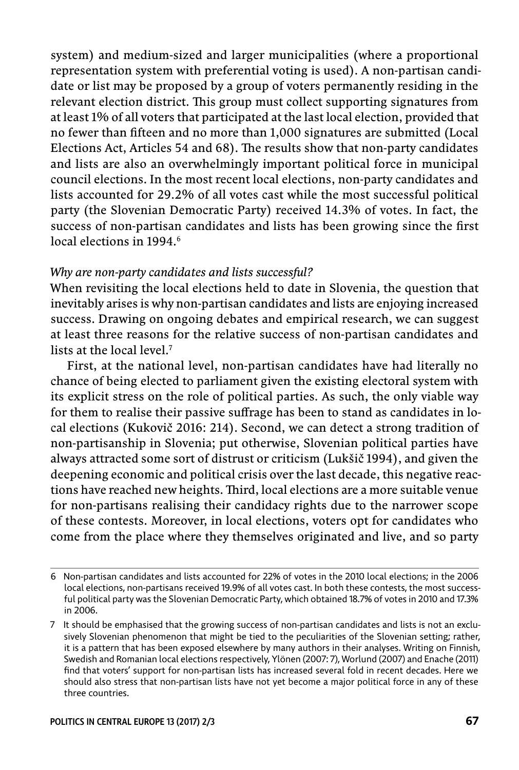system) and medium-sized and larger municipalities (where a proportional representation system with preferential voting is used). A non-partisan candidate or list may be proposed by a group of voters permanently residing in the relevant election district. This group must collect supporting signatures from at least 1% of all voters that participated at the last local election, provided that no fewer than fifteen and no more than 1,000 signatures are submitted (Local Elections Act, Articles 54 and 68). The results show that non-party candidates and lists are also an overwhelmingly important political force in municipal council elections. In the most recent local elections, non-party candidates and lists accounted for 29.2% of all votes cast while the most successful political party (the Slovenian Democratic Party) received 14.3% of votes. In fact, the success of non-partisan candidates and lists has been growing since the first local elections in 1994.[6]

*Why are non-party candidates and lists successful?*

When revisiting the local elections held to date in Slovenia, the question that inevitably arises is why non-partisan candidates and lists are enjoying increased success. Drawing on ongoing debates and empirical research, we can suggest at least three reasons for the relative success of non-partisan candidates and lists at the local level.[7]

First, at the national level, non-partisan candidates have had literally no chance of being elected to parliament given the existing electoral system with its explicit stress on the role of political parties. As such, the only viable way for them to realise their passive suffrage has been to stand as candidates in local elections (Kukovič 2016: 214). Second, we can detect a strong tradition of non-partisanship in Slovenia; put otherwise, Slovenian political parties have always attracted some sort of distrust or criticism (Lukšič 1994), and given the deepening economic and political crisis over the last decade, this negative reactions have reached new heights. Third, local elections are a more suitable venue for non-partisans realising their candidacy rights due to the narrower scope of these contests. Moreover, in local elections, voters opt for candidates who come from the place where they themselves originated and live, and so party

6 Non-partisan candidates and lists accounted for 22% of votes in the 2010 local elections; in the 2006 local elections, non-partisans received 19.9% of all votes cast. In both these contests, the most successful political party was the Slovenian Democratic Party, which obtained 18.7% of votes in 2010 and 17.3% in 2006.

7 It should be emphasised that the growing success of non-partisan candidates and lists is not an exclusively Slovenian phenomenon that might be tied to the peculiarities of the Slovenian setting; rather, it is a pattern that has been exposed elsewhere by many authors in their analyses. Writing on Finnish, Swedish and Romanian local elections respectively, Ylönen (2007: 7), Worlund (2007) and Enache (2011) find that voters' support for non-partisan lists has increased several fold in recent decades. Here we should also stress that non-partisan lists have not yet become a major political force in any of these three countries.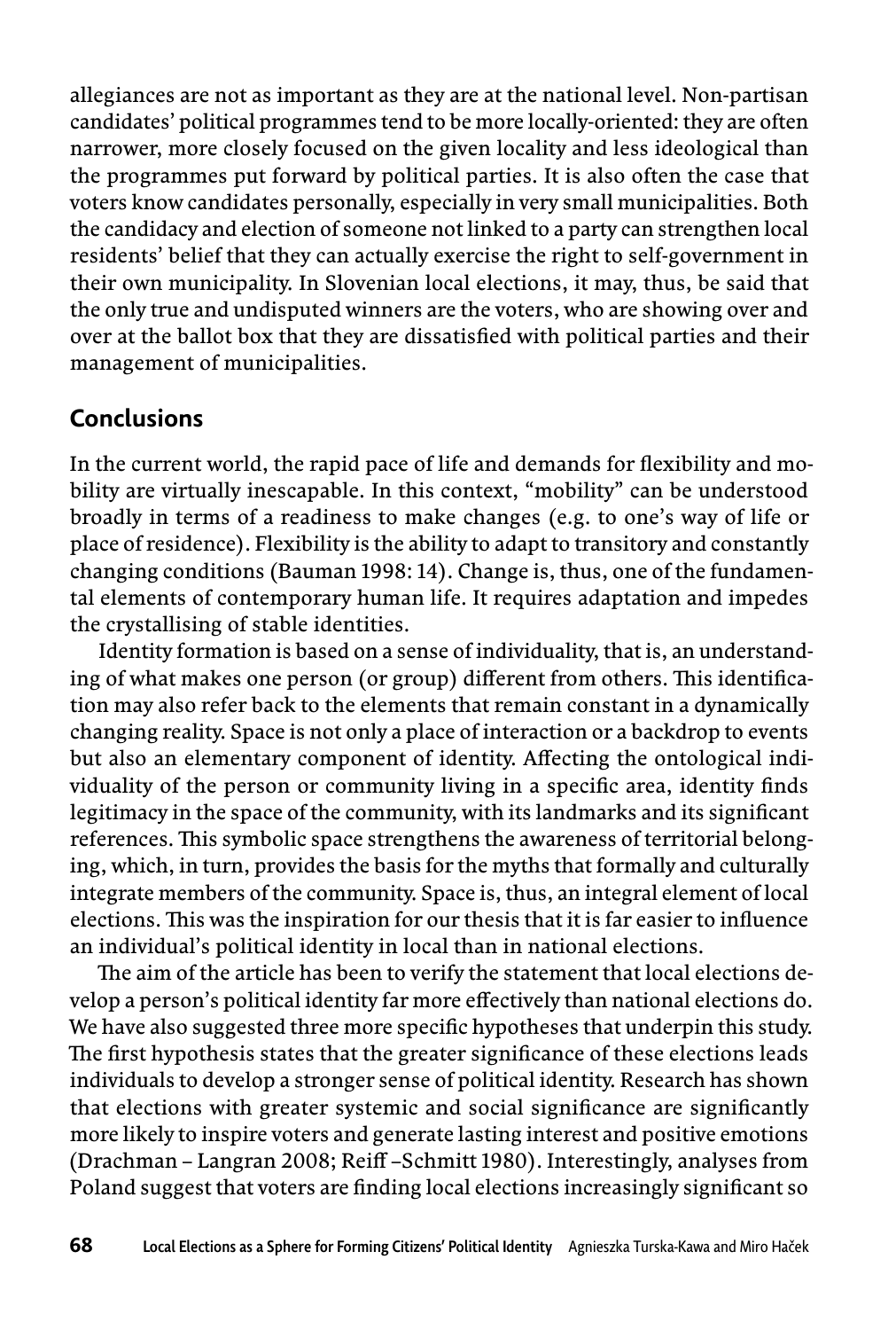allegiances are not as important as they are at the national level. Non-partisan candidates' political programmes tend to be more locally-oriented: they are often narrower, more closely focused on the given locality and less ideological than the programmes put forward by political parties. It is also often the case that voters know candidates personally, especially in very small municipalities. Both the candidacy and election of someone not linked to a party can strengthen local residents' belief that they can actually exercise the right to self-government in their own municipality. In Slovenian local elections, it may, thus, be said that the only true and undisputed winners are the voters, who are showing over and over at the ballot box that they are dissatisfied with political parties and their management of municipalities.

## Conclusions

In the current world, the rapid pace of life and demands for flexibility and mobility are virtually inescapable. In this context, "mobility" can be understood broadly in terms of a readiness to make changes (e.g. to one's way of life or place of residence). Flexibility is the ability to adapt to transitory and constantly changing conditions (Bauman 1998: 14). Change is, thus, one of the fundamental elements of contemporary human life. It requires adaptation and impedes the crystallising of stable identities.

Identity formation is based on a sense of individuality, that is, an understanding of what makes one person (or group) different from others. This identification may also refer back to the elements that remain constant in a dynamically changing reality. Space is not only a place of interaction or a backdrop to events but also an elementary component of identity. Affecting the ontological individuality of the person or community living in a specific area, identity finds legitimacy in the space of the community, with its landmarks and its significant references. This symbolic space strengthens the awareness of territorial belonging, which, in turn, provides the basis for the myths that formally and culturally integrate members of the community. Space is, thus, an integral element of local elections. This was the inspiration for our thesis that it is far easier to influence an individual's political identity in local than in national elections.

The aim of the article has been to verify the statement that local elections develop a person's political identity far more effectively than national elections do. We have also suggested three more specific hypotheses that underpin this study. The first hypothesis states that the greater significance of these elections leads individuals to develop a stronger sense of political identity. Research has shown that elections with greater systemic and social significance are significantly more likely to inspire voters and generate lasting interest and positive emotions (Drachman – Langran 2008; Reiff –Schmitt 1980). Interestingly, analyses from Poland suggest that voters are finding local elections increasingly significant so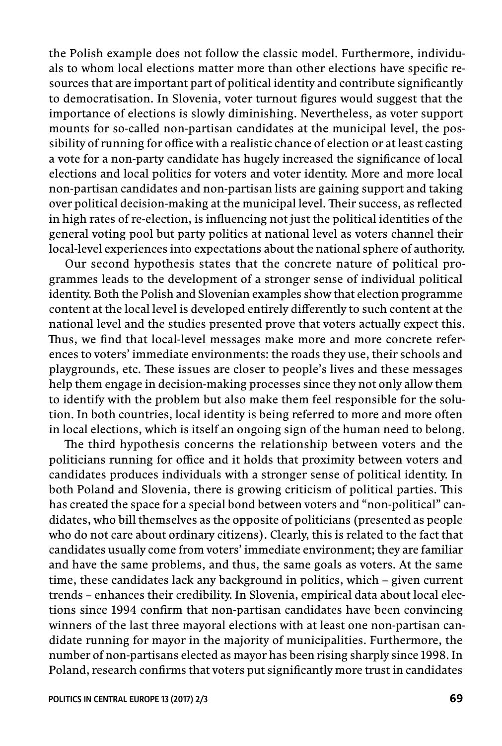the Polish example does not follow the classic model. Furthermore, individuals to whom local elections matter more than other elections have specific resources that are important part of political identity and contribute significantly to democratisation. In Slovenia, voter turnout figures would suggest that the importance of elections is slowly diminishing. Nevertheless, as voter support mounts for so-called non-partisan candidates at the municipal level, the possibility of running for office with a realistic chance of election or at least casting a vote for a non-party candidate has hugely increased the significance of local elections and local politics for voters and voter identity. More and more local non-partisan candidates and non-partisan lists are gaining support and taking over political decision-making at the municipal level. Their success, as reflected in high rates of re-election, is influencing not just the political identities of the general voting pool but party politics at national level as voters channel their local-level experiences into expectations about the national sphere of authority.

Our second hypothesis states that the concrete nature of political programmes leads to the development of a stronger sense of individual political identity. Both the Polish and Slovenian examples show that election programme content at the local level is developed entirely differently to such content at the national level and the studies presented prove that voters actually expect this. Thus, we find that local-level messages make more and more concrete references to voters' immediate environments: the roads they use, their schools and playgrounds, etc. These issues are closer to people's lives and these messages help them engage in decision-making processes since they not only allow them to identify with the problem but also make them feel responsible for the solution. In both countries, local identity is being referred to more and more often in local elections, which is itself an ongoing sign of the human need to belong.

The third hypothesis concerns the relationship between voters and the politicians running for office and it holds that proximity between voters and candidates produces individuals with a stronger sense of political identity. In both Poland and Slovenia, there is growing criticism of political parties. This has created the space for a special bond between voters and "non-political" candidates, who bill themselves as the opposite of politicians (presented as people who do not care about ordinary citizens). Clearly, this is related to the fact that candidates usually come from voters' immediate environment; they are familiar and have the same problems, and thus, the same goals as voters. At the same time, these candidates lack any background in politics, which – given current trends – enhances their credibility. In Slovenia, empirical data about local elections since 1994 confirm that non-partisan candidates have been convincing winners of the last three mayoral elections with at least one non-partisan candidate running for mayor in the majority of municipalities. Furthermore, the number of non-partisans elected as mayor has been rising sharply since 1998. In Poland, research confirms that voters put significantly more trust in candidates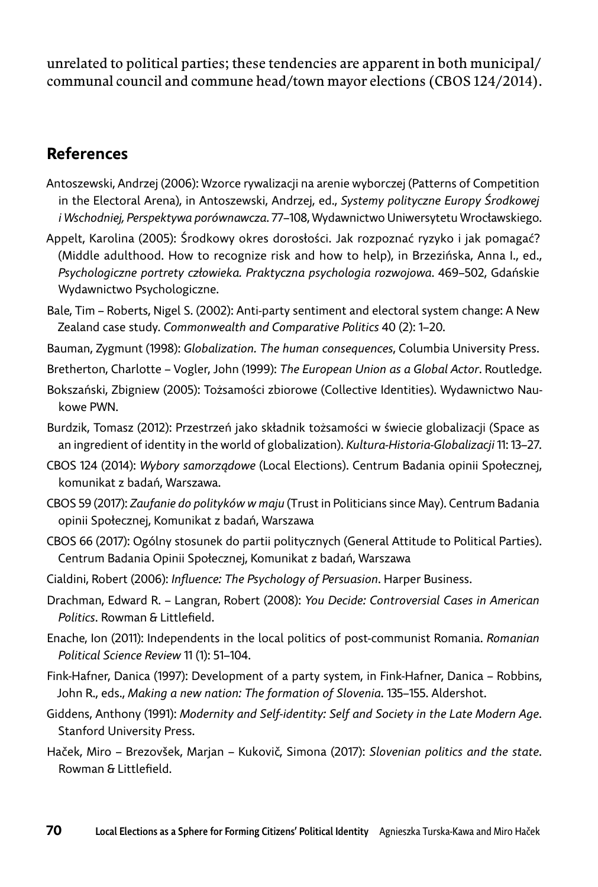unrelated to political parties; these tendencies are apparent in both municipal/communal council and commune head/town mayor elections (CBOS 124/2014).

## References

Antoszewski, Andrzej (2006): Wzorce rywalizacji na arenie wyborczej (Patterns of Competition in the Electoral Arena), in Antoszewski, Andrzej, ed., *Systemy polityczne Europy Środkowej i Wschodniej, Perspektywa porównawcza*. 77–108, Wydawnictwo Uniwersytetu Wrocławskiego.

Appelt, Karolina (2005): Środkowy okres dorosłości. Jak rozpoznać ryzyko i jak pomagać? (Middle adulthood. How to recognize risk and how to help), in Brzezińska, Anna I., ed., *Psychologiczne portrety człowieka. Praktyczna psychologia rozwojowa*. 469–502, Gdańskie Wydawnictwo Psychologiczne.

Bale, Tim – Roberts, Nigel S. (2002): Anti-party sentiment and electoral system change: A New Zealand case study. *Commonwealth and Comparative Politics* 40 (2): 1–20.

Bauman, Zygmunt (1998): *Globalization. The human consequences*, Columbia University Press.

Bretherton, Charlotte – Vogler, John (1999): *The European Union as a Global Actor*. Routledge.

Bokszański, Zbigniew (2005): Tożsamości zbiorowe (Collective Identities). Wydawnictwo Naukowe PWN.

Burdzik, Tomasz (2012): Przestrzeń jako składnik tożsamości w świecie globalizacji (Space as an ingredient of identity in the world of globalization). *Kultura-Historia-Globalizacji* 11: 13–27.

CBOS 124 (2014): *Wybory samorządowe* (Local Elections). Centrum Badania opinii Społecznej, komunikat z badań, Warszawa.

CBOS 59 (2017): *Zaufanie do polityków w maju* (Trust in Politicians since May). Centrum Badania opinii Społecznej, Komunikat z badań, Warszawa

CBOS 66 (2017): Ogólny stosunek do partii politycznych (General Attitude to Political Parties). Centrum Badania Opinii Społecznej, Komunikat z badań, Warszawa

Cialdini, Robert (2006): *Influence: The Psychology of Persuasion*. Harper Business.

Drachman, Edward R. – Langran, Robert (2008): *You Decide: Controversial Cases in American Politics*. Rowman & Littlefield.

Enache, Ion (2011): Independents in the local politics of post-communist Romania. *Romanian Political Science Review* 11 (1): 51–104.

Fink-Hafner, Danica (1997): Development of a party system, in Fink-Hafner, Danica – Robbins, John R., eds., *Making a new nation: The formation of Slovenia*. 135–155. Aldershot.

Giddens, Anthony (1991): *Modernity and Self-identity: Self and Society in the Late Modern Age*. Stanford University Press.

Haček, Miro – Brezovšek, Marjan – Kukovič, Simona (2017): *Slovenian politics and the state*. Rowman & Littlefield.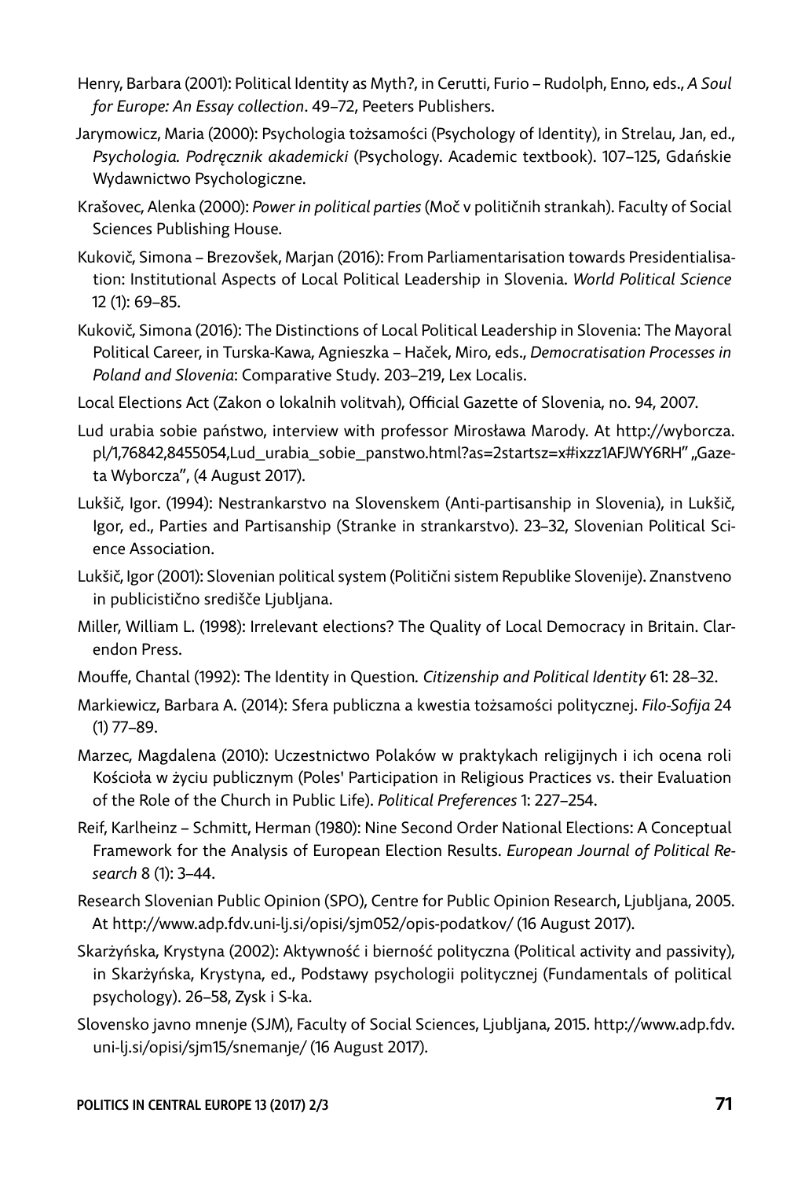Henry, Barbara (2001): Political Identity as Myth?, in Cerutti, Furio – Rudolph, Enno, eds., *A Soul for Europe: An Essay collection*. 49–72, Peeters Publishers.

Jarymowicz, Maria (2000): Psychologia tożsamości (Psychology of Identity), in Strelau, Jan, ed., *Psychologia. Podręcznik akademicki* (Psychology. Academic textbook). 107–125, Gdańskie Wydawnictwo Psychologiczne.

Krašovec, Alenka (2000): *Power in political parties* (Moč v političnih strankah). Faculty of Social Sciences Publishing House.

Kukovič, Simona – Brezovšek, Marjan (2016): From Parliamentarisation towards Presidentialisation: Institutional Aspects of Local Political Leadership in Slovenia. *World Political Science* 12 (1): 69–85.

Kukovič, Simona (2016): The Distinctions of Local Political Leadership in Slovenia: The Mayoral Political Career, in Turska-Kawa, Agnieszka – Haček, Miro, eds., *Democratisation Processes in Poland and Slovenia*: Comparative Study. 203–219, Lex Localis.

Local Elections Act (Zakon o lokalnih volitvah), Official Gazette of Slovenia, no. 94, 2007.

Lud urabia sobie państwo, interview with professor Mirosława Marody. At http://wyborcza.pl/1,76842,8455054,Lud_urabia_sobie_panstwo.html?as=2startsz=x#ixzz1AFJWY6RH" „Gazeta Wyborcza", (4 August 2017).

Lukšič, Igor. (1994): Nestrankarstvo na Slovenskem (Anti-partisanship in Slovenia), in Lukšič, Igor, ed., Parties and Partisanship (Stranke in strankarstvo). 23–32, Slovenian Political Science Association.

Lukšič, Igor (2001): Slovenian political system (Politični sistem Republike Slovenije). Znanstveno in publicistično središče Ljubljana.

Miller, William L. (1998): Irrelevant elections? The Quality of Local Democracy in Britain. Clarendon Press.

Mouffe, Chantal (1992): The Identity in Question. *Citizenship and Political Identity* 61: 28–32.

Markiewicz, Barbara A. (2014): Sfera publiczna a kwestia tożsamości politycznej. *Filo-Sofija* 24 (1) 77–89.

Marzec, Magdalena (2010): Uczestnictwo Polaków w praktykach religijnych i ich ocena roli Kościoła w życiu publicznym (Poles' Participation in Religious Practices vs. their Evaluation of the Role of the Church in Public Life). *Political Preferences* 1: 227–254.

Reif, Karlheinz – Schmitt, Herman (1980): Nine Second Order National Elections: A Conceptual Framework for the Analysis of European Election Results. *European Journal of Political Research* 8 (1): 3–44.

Research Slovenian Public Opinion (SPO), Centre for Public Opinion Research, Ljubljana, 2005. At http://www.adp.fdv.uni-lj.si/opisi/sjm052/opis-podatkov/ (16 August 2017).

Skarżyńska, Krystyna (2002): Aktywność i bierność polityczna (Political activity and passivity), in Skarżyńska, Krystyna, ed., Podstawy psychologii politycznej (Fundamentals of political psychology). 26–58, Zysk i S-ka.

Slovensko javno mnenje (SJM), Faculty of Social Sciences, Ljubljana, 2015. http://www.adp.fdv.uni-lj.si/opisi/sjm15/snemanje/ (16 August 2017).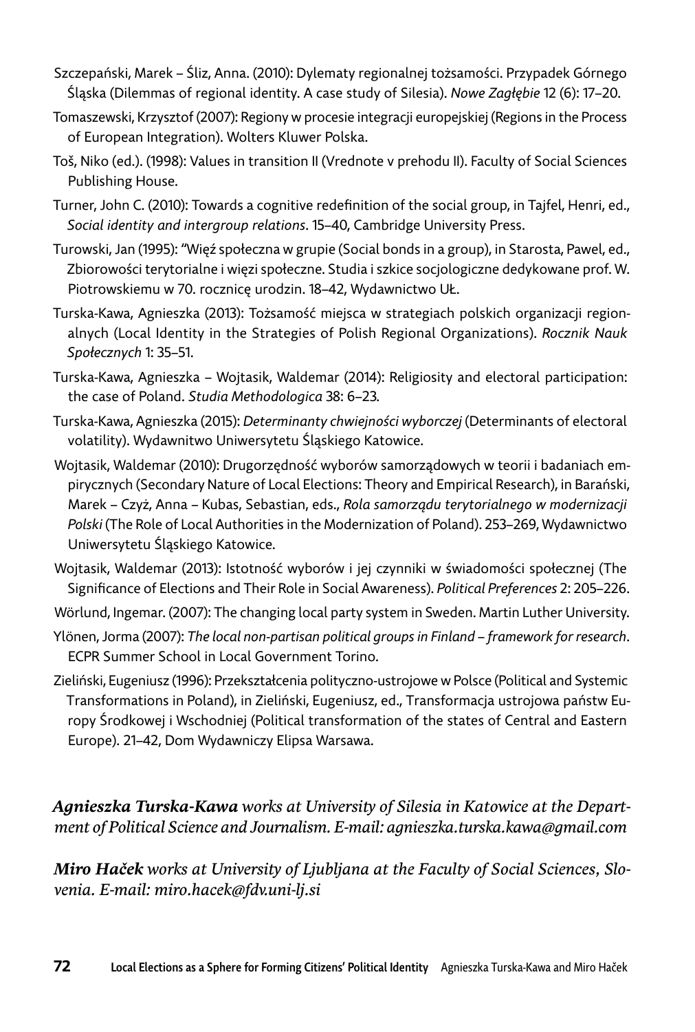Szczepański, Marek – Śliz, Anna. (2010): Dylematy regionalnej tożsamości. Przypadek Górnego Śląska (Dilemmas of regional identity. A case study of Silesia). *Nowe Zagłębie* 12 (6): 17–20.

Tomaszewski, Krzysztof (2007): Regiony w procesie integracji europejskiej (Regions in the Process of European Integration). Wolters Kluwer Polska.

Toš, Niko (ed.). (1998): Values in transition II (Vrednote v prehodu II). Faculty of Social Sciences Publishing House.

Turner, John C. (2010): Towards a cognitive redefinition of the social group, in Tajfel, Henri, ed., *Social identity and intergroup relations*. 15–40, Cambridge University Press.

Turowski, Jan (1995): "Więź społeczna w grupie (Social bonds in a group), in Starosta, Pawel, ed., Zbiorowości terytorialne i więzi społeczne. Studia i szkice socjologiczne dedykowane prof. W. Piotrowskiemu w 70. rocznicę urodzin. 18–42, Wydawnictwo UŁ.

Turska-Kawa, Agnieszka (2013): Tożsamość miejsca w strategiach polskich organizacji regionalnych (Local Identity in the Strategies of Polish Regional Organizations). *Rocznik Nauk Społecznych* 1: 35–51.

Turska-Kawa, Agnieszka – Wojtasik, Waldemar (2014): Religiosity and electoral participation: the case of Poland. *Studia Methodologica* 38: 6–23.

Turska-Kawa, Agnieszka (2015): *Determinanty chwiejności wyborczej* (Determinants of electoral volatility). Wydawnitwo Uniwersytetu Śląskiego Katowice.

Wojtasik, Waldemar (2010): Drugorzędność wyborów samorządowych w teorii i badaniach empirycznych (Secondary Nature of Local Elections: Theory and Empirical Research), in Barański, Marek – Czyż, Anna – Kubas, Sebastian, eds., *Rola samorządu terytorialnego w modernizacji Polski* (The Role of Local Authorities in the Modernization of Poland). 253–269, Wydawnictwo Uniwersytetu Śląskiego Katowice.

Wojtasik, Waldemar (2013): Istotność wyborów i jej czynniki w świadomości społecznej (The Significance of Elections and Their Role in Social Awareness). *Political Preferences* 2: 205–226.

Wörlund, Ingemar. (2007): The changing local party system in Sweden. Martin Luther University.

Ylönen, Jorma (2007): *The local non-partisan political groups in Finland – framework for research*. ECPR Summer School in Local Government Torino.

Zieliński, Eugeniusz (1996): Przekształcenia polityczno-ustrojowe w Polsce (Political and Systemic Transformations in Poland), in Zieliński, Eugeniusz, ed., Transformacja ustrojowa państw Europy Środkowej i Wschodniej (Political transformation of the states of Central and Eastern Europe). 21–42, Dom Wydawniczy Elipsa Warsawa.

***Agnieszka Turska-Kawa*** *works at University of Silesia in Katowice at the Department of Political Science and Journalism. E-mail: agnieszka.turska.kawa@gmail.com*

***Miro Haček*** *works at University of Ljubljana at the Faculty of Social Sciences, Slovenia. E-mail: miro.hacek@fdv.uni-lj.si*